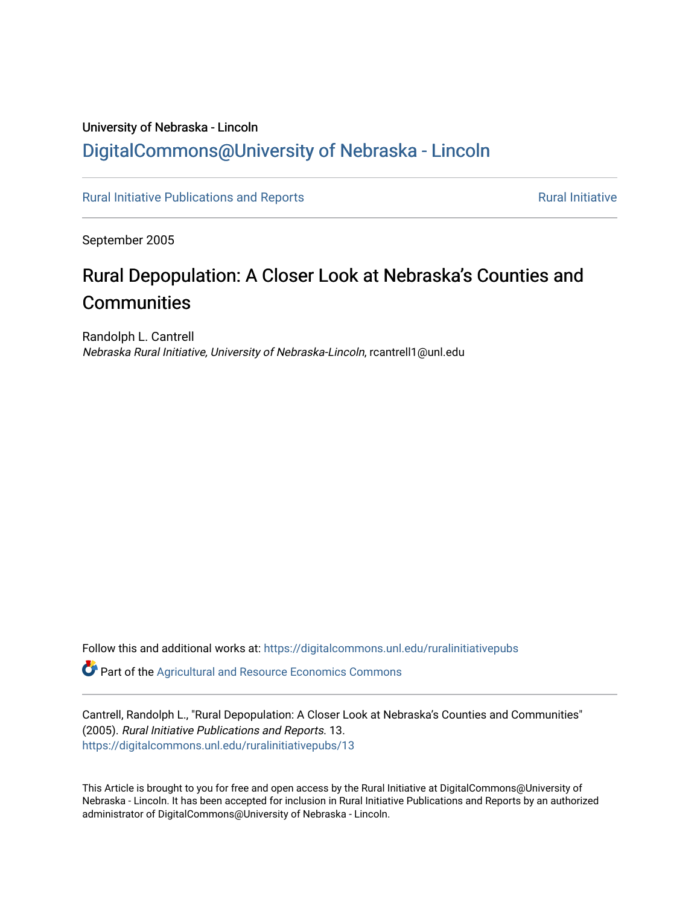University of Nebraska - Lincoln

## DigitalCommons@University of Nebraska - Lincoln

Rural Initiative Publications and Reports | Rural Initiative

September 2005

# Rural Depopulation: A Closer Look at Nebraska's Counties and Communities

Randolph L. Cantrell
*Nebraska Rural Initiative, University of Nebraska-Lincoln*, rcantrell1@unl.edu

Follow this and additional works at: https://digitalcommons.unl.edu/ruralinitiativepubs

Part of the Agricultural and Resource Economics Commons

Cantrell, Randolph L., "Rural Depopulation: A Closer Look at Nebraska's Counties and Communities" (2005). *Rural Initiative Publications and Reports*. 13.
https://digitalcommons.unl.edu/ruralinitiativepubs/13

This Article is brought to you for free and open access by the Rural Initiative at DigitalCommons@University of Nebraska - Lincoln. It has been accepted for inclusion in Rural Initiative Publications and Reports by an authorized administrator of DigitalCommons@University of Nebraska - Lincoln.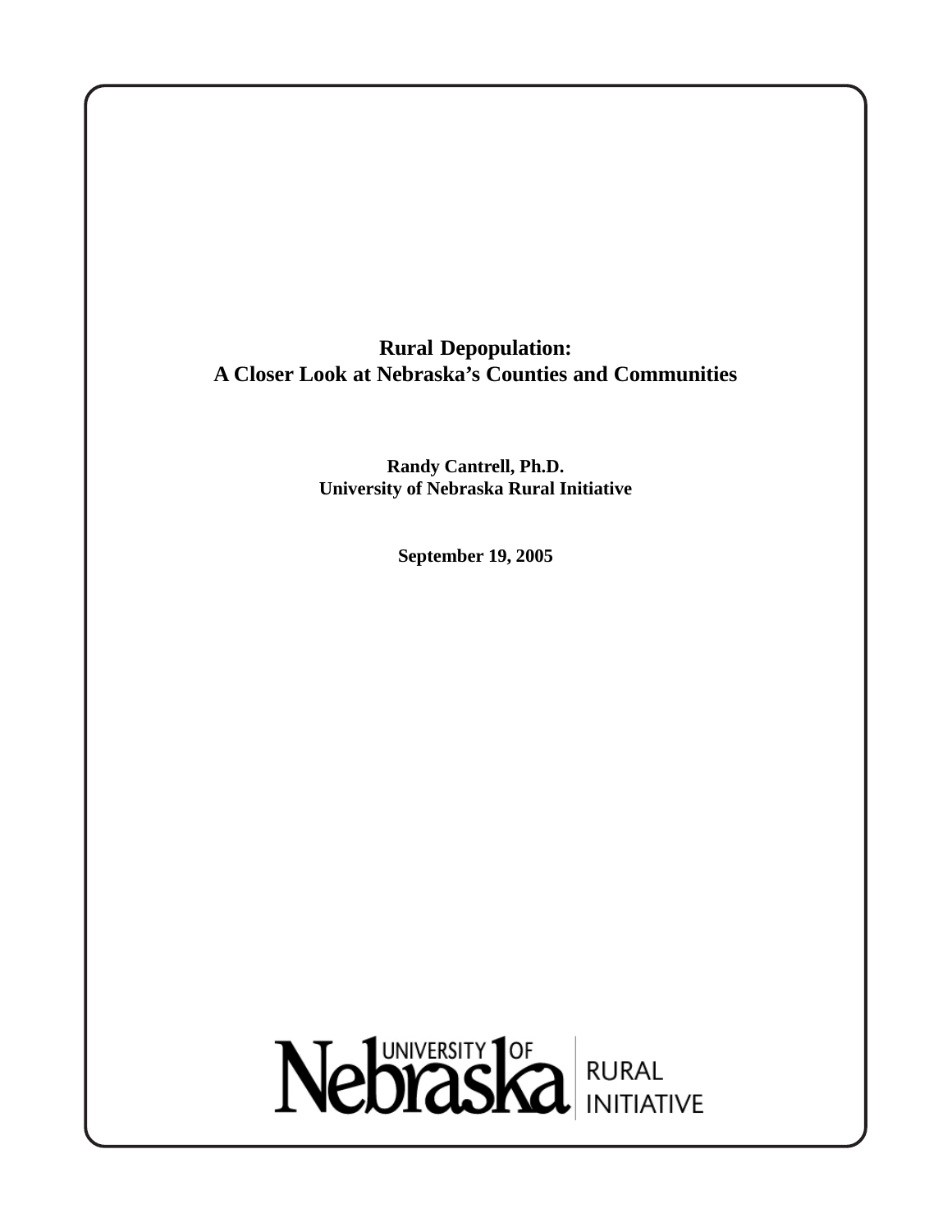# Rural Depopulation:
# A Closer Look at Nebraska's Counties and Communities

**Randy Cantrell, Ph.D.**
**University of Nebraska Rural Initiative**

**September 19, 2005**

University of Nebraska | RURAL INITIATIVE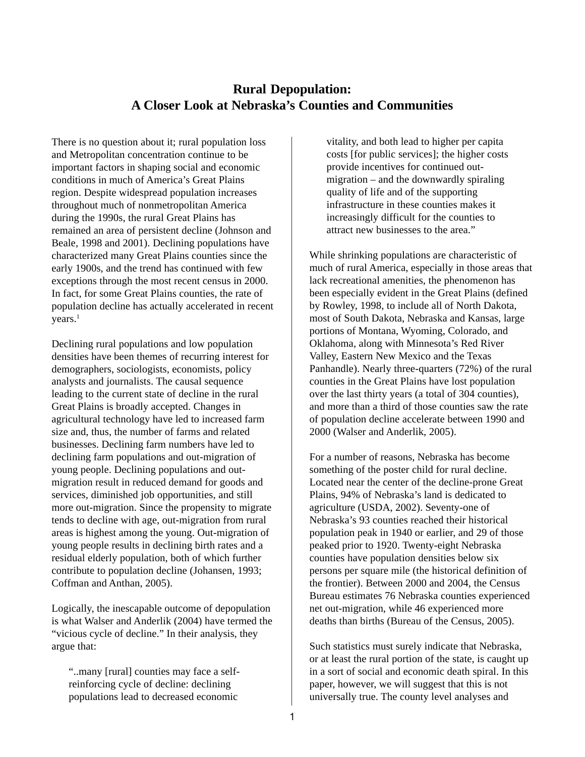# Rural Depopulation: A Closer Look at Nebraska's Counties and Communities

There is no question about it; rural population loss and Metropolitan concentration continue to be important factors in shaping social and economic conditions in much of America's Great Plains region. Despite widespread population increases throughout much of nonmetropolitan America during the 1990s, the rural Great Plains has remained an area of persistent decline (Johnson and Beale, 1998 and 2001). Declining populations have characterized many Great Plains counties since the early 1900s, and the trend has continued with few exceptions through the most recent census in 2000. In fact, for some Great Plains counties, the rate of population decline has actually accelerated in recent years.[1]

Declining rural populations and low population densities have been themes of recurring interest for demographers, sociologists, economists, policy analysts and journalists. The causal sequence leading to the current state of decline in the rural Great Plains is broadly accepted. Changes in agricultural technology have led to increased farm size and, thus, the number of farms and related businesses. Declining farm numbers have led to declining farm populations and out-migration of young people. Declining populations and out-migration result in reduced demand for goods and services, diminished job opportunities, and still more out-migration. Since the propensity to migrate tends to decline with age, out-migration from rural areas is highest among the young. Out-migration of young people results in declining birth rates and a residual elderly population, both of which further contribute to population decline (Johansen, 1993; Coffman and Anthan, 2005).

Logically, the inescapable outcome of depopulation is what Walser and Anderlik (2004) have termed the "vicious cycle of decline." In their analysis, they argue that:

> "..many [rural] counties may face a self-reinforcing cycle of decline: declining populations lead to decreased economic vitality, and both lead to higher per capita costs [for public services]; the higher costs provide incentives for continued out-migration – and the downwardly spiraling quality of life and of the supporting infrastructure in these counties makes it increasingly difficult for the counties to attract new businesses to the area."

While shrinking populations are characteristic of much of rural America, especially in those areas that lack recreational amenities, the phenomenon has been especially evident in the Great Plains (defined by Rowley, 1998, to include all of North Dakota, most of South Dakota, Nebraska and Kansas, large portions of Montana, Wyoming, Colorado, and Oklahoma, along with Minnesota's Red River Valley, Eastern New Mexico and the Texas Panhandle). Nearly three-quarters (72%) of the rural counties in the Great Plains have lost population over the last thirty years (a total of 304 counties), and more than a third of those counties saw the rate of population decline accelerate between 1990 and 2000 (Walser and Anderlik, 2005).

For a number of reasons, Nebraska has become something of the poster child for rural decline. Located near the center of the decline-prone Great Plains, 94% of Nebraska's land is dedicated to agriculture (USDA, 2002). Seventy-one of Nebraska's 93 counties reached their historical population peak in 1940 or earlier, and 29 of those peaked prior to 1920. Twenty-eight Nebraska counties have population densities below six persons per square mile (the historical definition of the frontier). Between 2000 and 2004, the Census Bureau estimates 76 Nebraska counties experienced net out-migration, while 46 experienced more deaths than births (Bureau of the Census, 2005).

Such statistics must surely indicate that Nebraska, or at least the rural portion of the state, is caught up in a sort of social and economic death spiral. In this paper, however, we will suggest that this is not universally true. The county level analyses and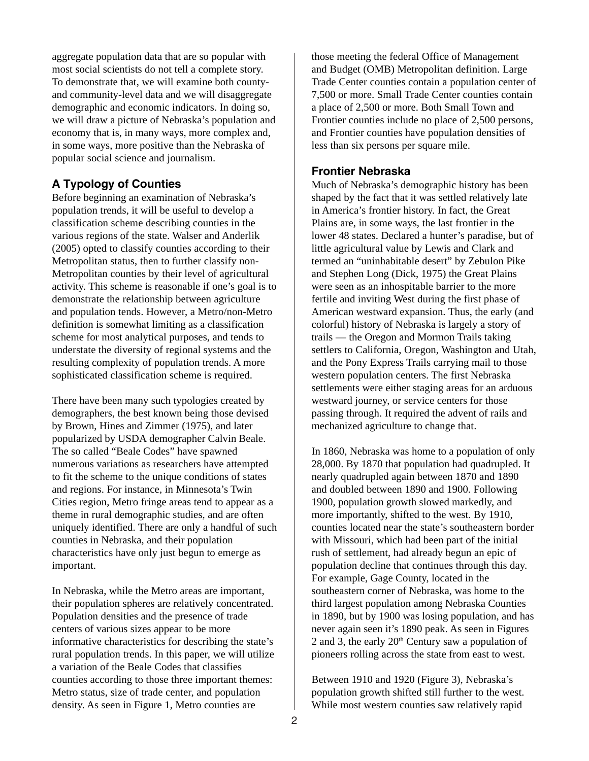aggregate population data that are so popular with most social scientists do not tell a complete story. To demonstrate that, we will examine both county- and community-level data and we will disaggregate demographic and economic indicators. In doing so, we will draw a picture of Nebraska's population and economy that is, in many ways, more complex and, in some ways, more positive than the Nebraska of popular social science and journalism.

## A Typology of Counties

Before beginning an examination of Nebraska's population trends, it will be useful to develop a classification scheme describing counties in the various regions of the state. Walser and Anderlik (2005) opted to classify counties according to their Metropolitan status, then to further classify non-Metropolitan counties by their level of agricultural activity. This scheme is reasonable if one's goal is to demonstrate the relationship between agriculture and population tends. However, a Metro/non-Metro definition is somewhat limiting as a classification scheme for most analytical purposes, and tends to understate the diversity of regional systems and the resulting complexity of population trends. A more sophisticated classification scheme is required.

There have been many such typologies created by demographers, the best known being those devised by Brown, Hines and Zimmer (1975), and later popularized by USDA demographer Calvin Beale. The so called "Beale Codes" have spawned numerous variations as researchers have attempted to fit the scheme to the unique conditions of states and regions. For instance, in Minnesota's Twin Cities region, Metro fringe areas tend to appear as a theme in rural demographic studies, and are often uniquely identified. There are only a handful of such counties in Nebraska, and their population characteristics have only just begun to emerge as important.

In Nebraska, while the Metro areas are important, their population spheres are relatively concentrated. Population densities and the presence of trade centers of various sizes appear to be more informative characteristics for describing the state's rural population trends. In this paper, we will utilize a variation of the Beale Codes that classifies counties according to those three important themes: Metro status, size of trade center, and population density. As seen in Figure 1, Metro counties are those meeting the federal Office of Management and Budget (OMB) Metropolitan definition. Large Trade Center counties contain a population center of 7,500 or more. Small Trade Center counties contain a place of 2,500 or more. Both Small Town and Frontier counties include no place of 2,500 persons, and Frontier counties have population densities of less than six persons per square mile.

## Frontier Nebraska

Much of Nebraska's demographic history has been shaped by the fact that it was settled relatively late in America's frontier history. In fact, the Great Plains are, in some ways, the last frontier in the lower 48 states. Declared a hunter's paradise, but of little agricultural value by Lewis and Clark and termed an "uninhabitable desert" by Zebulon Pike and Stephen Long (Dick, 1975) the Great Plains were seen as an inhospitable barrier to the more fertile and inviting West during the first phase of American westward expansion. Thus, the early (and colorful) history of Nebraska is largely a story of trails — the Oregon and Mormon Trails taking settlers to California, Oregon, Washington and Utah, and the Pony Express Trails carrying mail to those western population centers. The first Nebraska settlements were either staging areas for an arduous westward journey, or service centers for those passing through. It required the advent of rails and mechanized agriculture to change that.

In 1860, Nebraska was home to a population of only 28,000. By 1870 that population had quadrupled. It nearly quadrupled again between 1870 and 1890 and doubled between 1890 and 1900. Following 1900, population growth slowed markedly, and more importantly, shifted to the west. By 1910, counties located near the state's southeastern border with Missouri, which had been part of the initial rush of settlement, had already begun an epic of population decline that continues through this day. For example, Gage County, located in the southeastern corner of Nebraska, was home to the third largest population among Nebraska Counties in 1890, but by 1900 was losing population, and has never again seen it's 1890 peak. As seen in Figures 2 and 3, the early 20th Century saw a population of pioneers rolling across the state from east to west.

Between 1910 and 1920 (Figure 3), Nebraska's population growth shifted still further to the west. While most western counties saw relatively rapid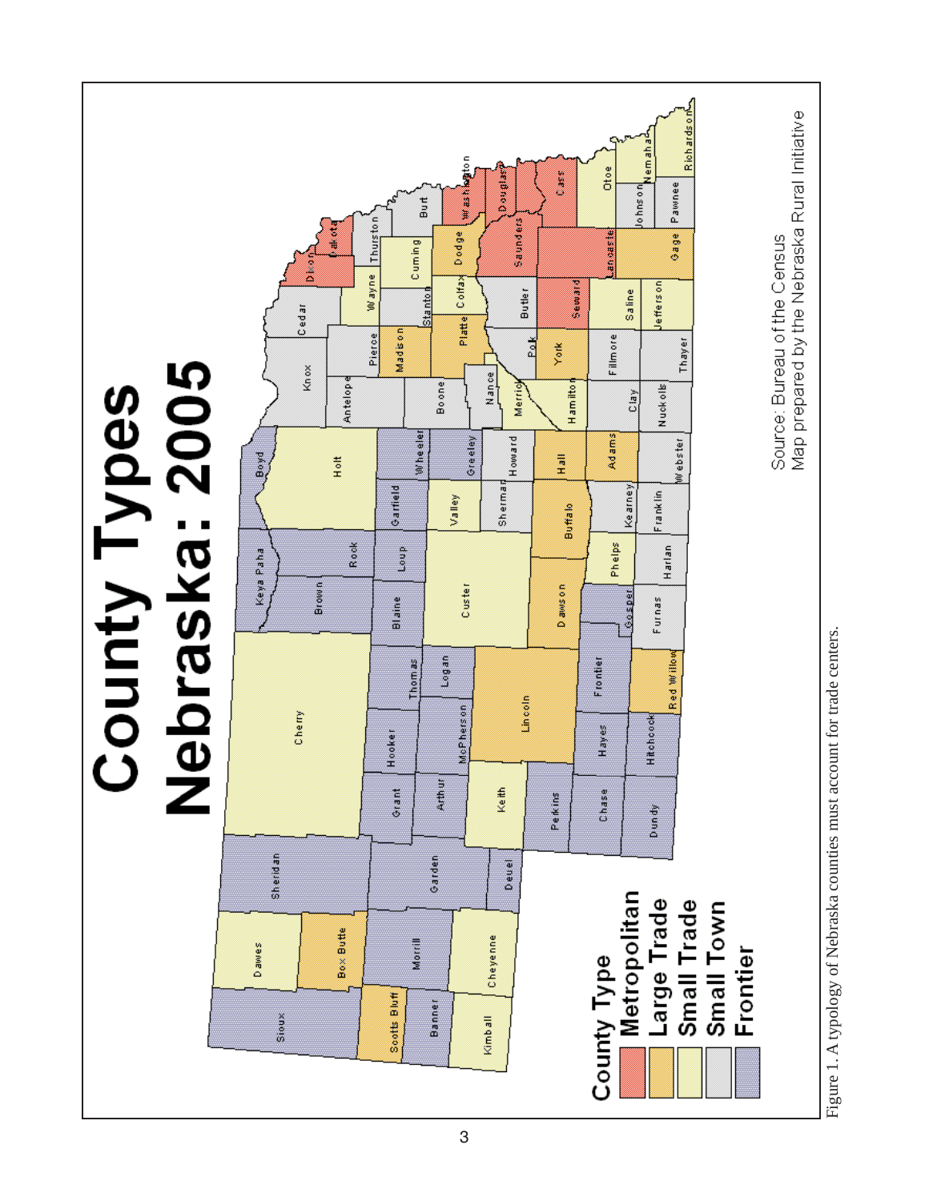# County Types Nebraska: 2005

**County Type**

- Metropolitan
- Large Trade
- Small Trade
- Small Town
- Frontier

Source: Bureau of the Census
Map prepared by the Nebraska Rural Initiative

Figure 1. A typology of Nebraska counties must account for trade centers.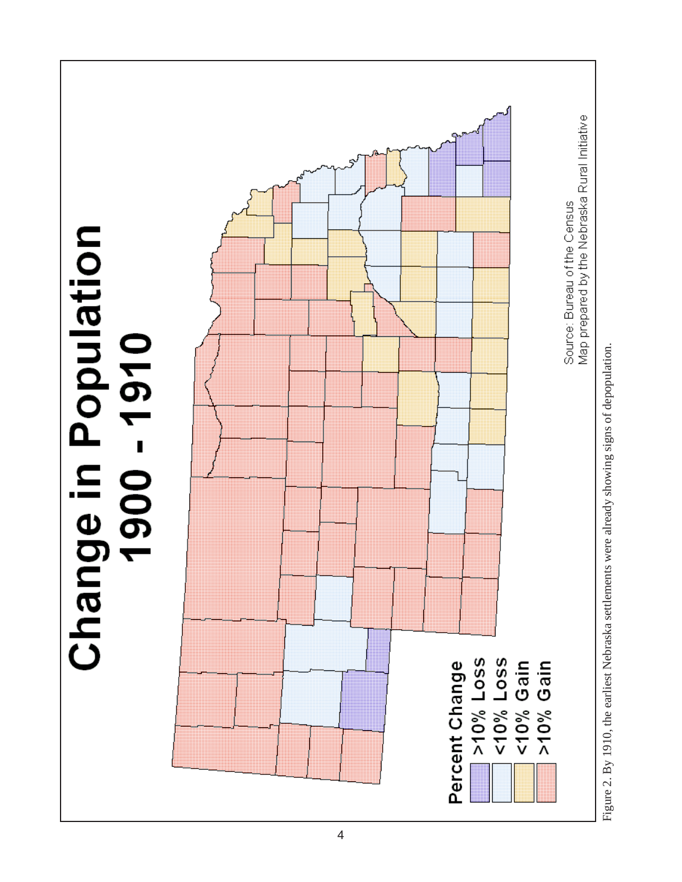# Change in Population 1900 - 1910

**Percent Change**

- >10% Loss
- <10% Loss
- <10% Gain
- >10% Gain

Source: Bureau of the Census
Map prepared by the Nebraska Rural Initiative

Figure 2. By 1910, the earliest Nebraska settlements were already showing signs of depopulation.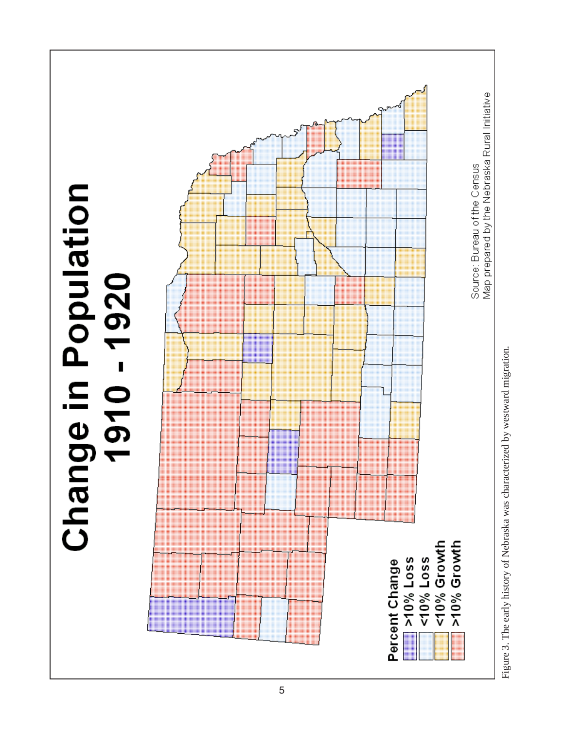# Change in Population 1910 - 1920

**Percent Change**
- >10% Loss
- <10% Loss
- <10% Growth
- >10% Growth

Source: Bureau of the Census
Map prepared by the Nebraska Rural Initiative

Figure 3. The early history of Nebraska was characterized by westward migration.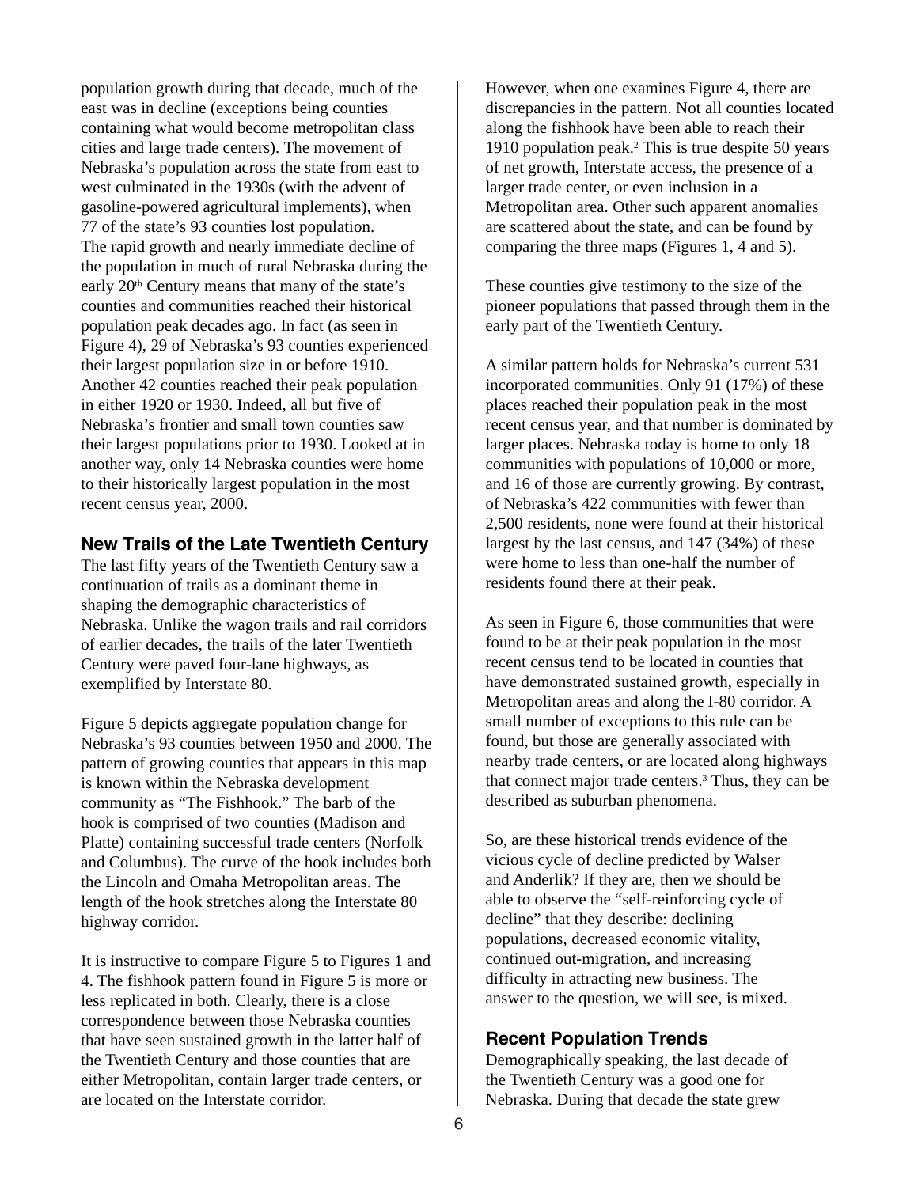population growth during that decade, much of the east was in decline (exceptions being counties containing what would become metropolitan class cities and large trade centers). The movement of Nebraska's population across the state from east to west culminated in the 1930s (with the advent of gasoline-powered agricultural implements), when 77 of the state's 93 counties lost population. The rapid growth and nearly immediate decline of the population in much of rural Nebraska during the early 20th Century means that many of the state's counties and communities reached their historical population peak decades ago. In fact (as seen in Figure 4), 29 of Nebraska's 93 counties experienced their largest population size in or before 1910. Another 42 counties reached their peak population in either 1920 or 1930. Indeed, all but five of Nebraska's frontier and small town counties saw their largest populations prior to 1930. Looked at in another way, only 14 Nebraska counties were home to their historically largest population in the most recent census year, 2000.

## New Trails of the Late Twentieth Century

The last fifty years of the Twentieth Century saw a continuation of trails as a dominant theme in shaping the demographic characteristics of Nebraska. Unlike the wagon trails and rail corridors of earlier decades, the trails of the later Twentieth Century were paved four-lane highways, as exemplified by Interstate 80.

Figure 5 depicts aggregate population change for Nebraska's 93 counties between 1950 and 2000. The pattern of growing counties that appears in this map is known within the Nebraska development community as "The Fishhook." The barb of the hook is comprised of two counties (Madison and Platte) containing successful trade centers (Norfolk and Columbus). The curve of the hook includes both the Lincoln and Omaha Metropolitan areas. The length of the hook stretches along the Interstate 80 highway corridor.

It is instructive to compare Figure 5 to Figures 1 and 4. The fishhook pattern found in Figure 5 is more or less replicated in both. Clearly, there is a close correspondence between those Nebraska counties that have seen sustained growth in the latter half of the Twentieth Century and those counties that are either Metropolitan, contain larger trade centers, or are located on the Interstate corridor.

However, when one examines Figure 4, there are discrepancies in the pattern. Not all counties located along the fishhook have been able to reach their 1910 population peak.[2] This is true despite 50 years of net growth, Interstate access, the presence of a larger trade center, or even inclusion in a Metropolitan area. Other such apparent anomalies are scattered about the state, and can be found by comparing the three maps (Figures 1, 4 and 5).

These counties give testimony to the size of the pioneer populations that passed through them in the early part of the Twentieth Century.

A similar pattern holds for Nebraska's current 531 incorporated communities. Only 91 (17%) of these places reached their population peak in the most recent census year, and that number is dominated by larger places. Nebraska today is home to only 18 communities with populations of 10,000 or more, and 16 of those are currently growing. By contrast, of Nebraska's 422 communities with fewer than 2,500 residents, none were found at their historical largest by the last census, and 147 (34%) of these were home to less than one-half the number of residents found there at their peak.

As seen in Figure 6, those communities that were found to be at their peak population in the most recent census tend to be located in counties that have demonstrated sustained growth, especially in Metropolitan areas and along the I-80 corridor. A small number of exceptions to this rule can be found, but those are generally associated with nearby trade centers, or are located along highways that connect major trade centers.[3] Thus, they can be described as suburban phenomena.

So, are these historical trends evidence of the vicious cycle of decline predicted by Walser and Anderlik? If they are, then we should be able to observe the "self-reinforcing cycle of decline" that they describe: declining populations, decreased economic vitality, continued out-migration, and increasing difficulty in attracting new business. The answer to the question, we will see, is mixed.

## Recent Population Trends

Demographically speaking, the last decade of the Twentieth Century was a good one for Nebraska. During that decade the state grew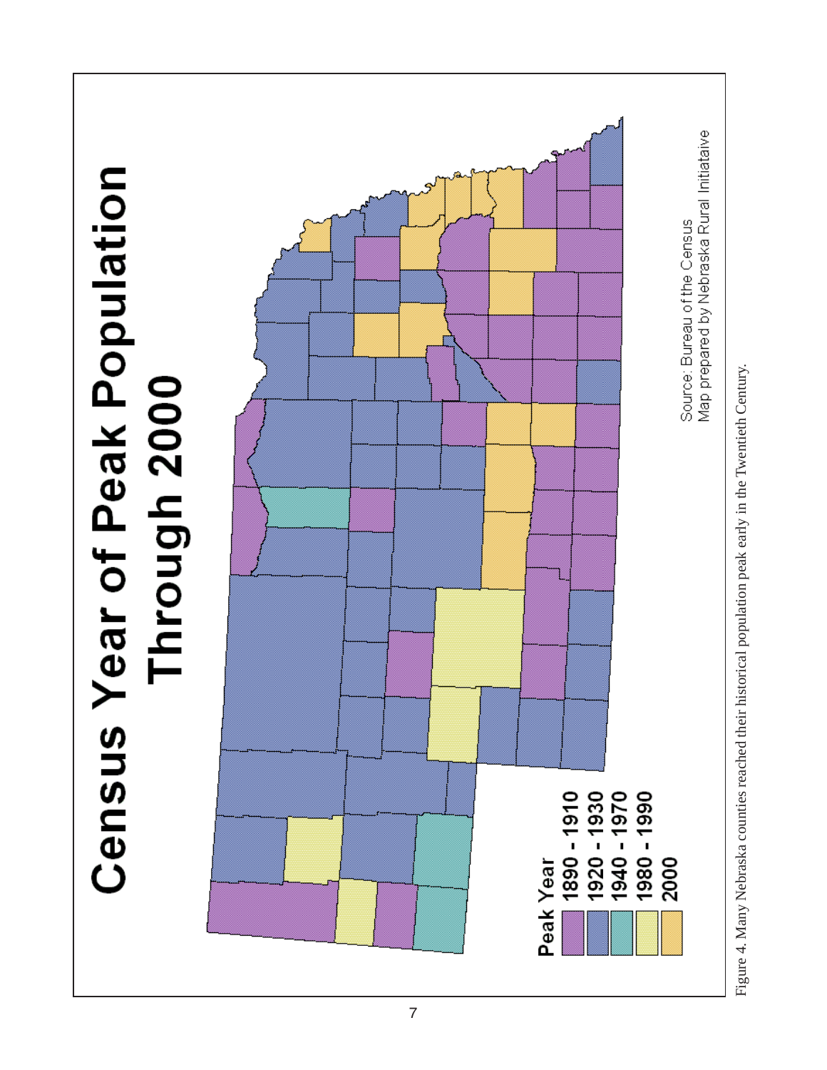# Census Year of Peak Population Through 2000

Peak Year
- 1890 - 1910
- 1920 - 1930
- 1940 - 1970
- 1980 - 1990
- 2000

Source: Bureau of the Census
Map prepared by Nebraska Rural Initiataive

Figure 4. Many Nebraska counties reached their historical population peak early in the Twentieth Century.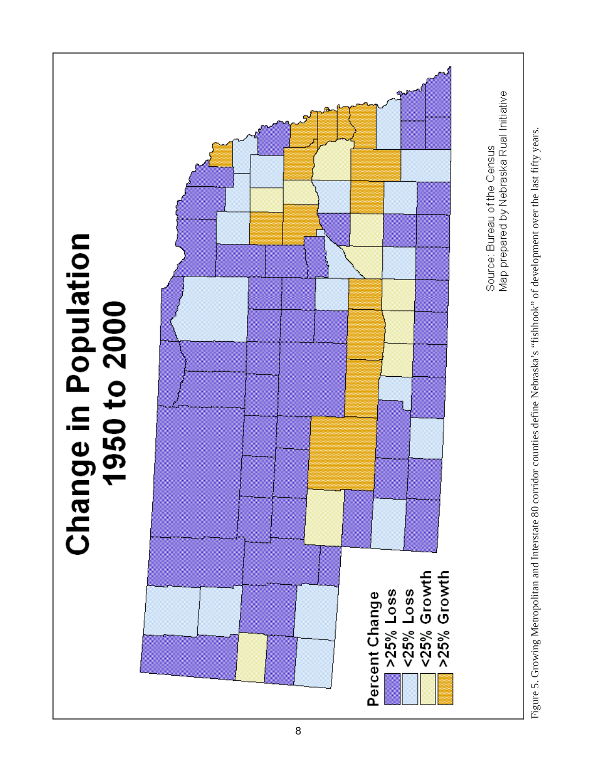Figure 5. Growing Metropolitan and Interstate 80 corridor counties define Nebraska's "fishhook" of development over the last fifty years.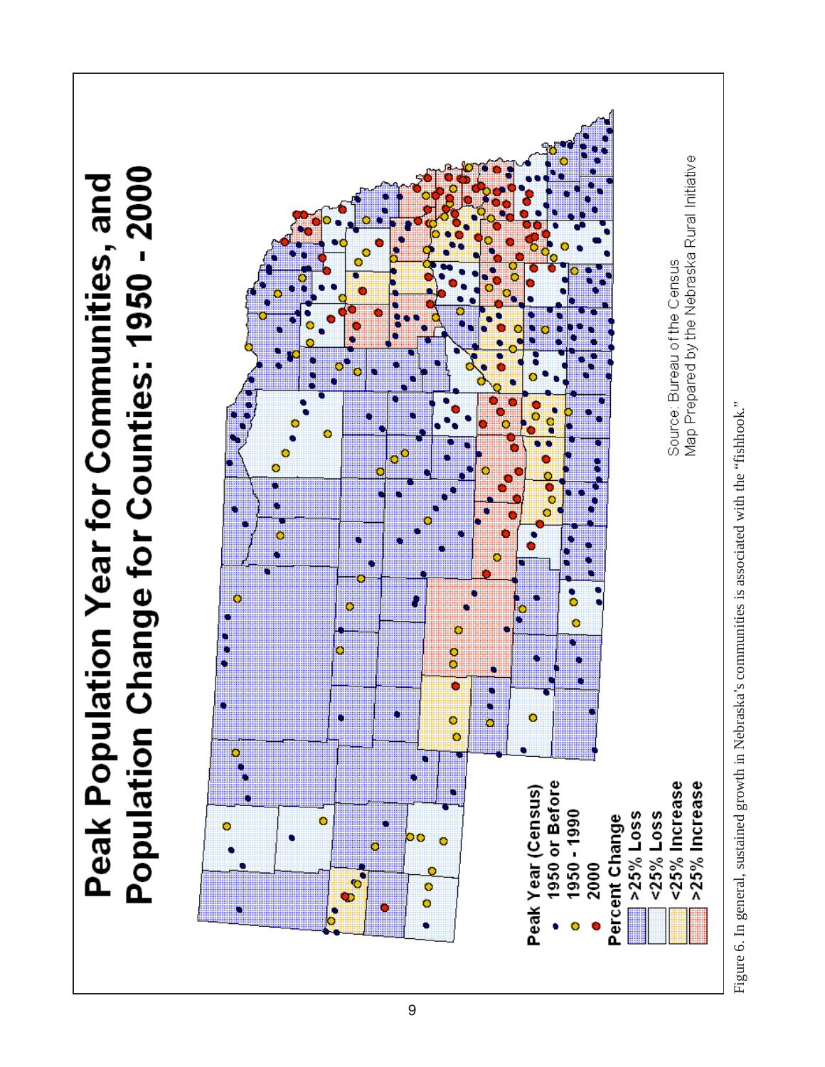# Peak Population Year for Communities, and Population Change for Counties: 1950 - 2000

**Peak Year (Census)**
- 1950 or Before
- 1950 - 1990
- 2000

**Percent Change**
- >25% Loss
- <25% Loss
- <25% Increase
- >25% Increase

Source: Bureau of the Census
Map Prepared by the Nebraska Rural Initiative

Figure 6. In general, sustained growth in Nebraska's communities is associated with the "fishhook."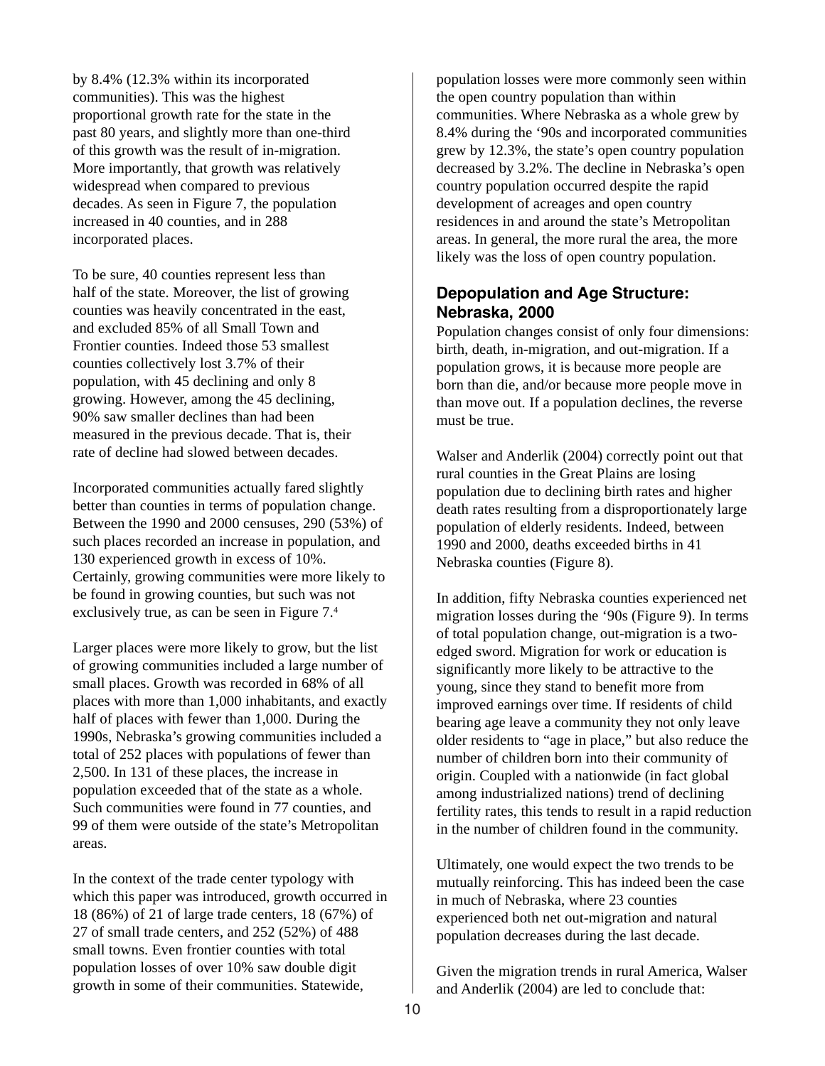by 8.4% (12.3% within its incorporated communities). This was the highest proportional growth rate for the state in the past 80 years, and slightly more than one-third of this growth was the result of in-migration. More importantly, that growth was relatively widespread when compared to previous decades. As seen in Figure 7, the population increased in 40 counties, and in 288 incorporated places.

To be sure, 40 counties represent less than half of the state. Moreover, the list of growing counties was heavily concentrated in the east, and excluded 85% of all Small Town and Frontier counties. Indeed those 53 smallest counties collectively lost 3.7% of their population, with 45 declining and only 8 growing. However, among the 45 declining, 90% saw smaller declines than had been measured in the previous decade. That is, their rate of decline had slowed between decades.

Incorporated communities actually fared slightly better than counties in terms of population change. Between the 1990 and 2000 censuses, 290 (53%) of such places recorded an increase in population, and 130 experienced growth in excess of 10%. Certainly, growing communities were more likely to be found in growing counties, but such was not exclusively true, as can be seen in Figure 7.[4]

Larger places were more likely to grow, but the list of growing communities included a large number of small places. Growth was recorded in 68% of all places with more than 1,000 inhabitants, and exactly half of places with fewer than 1,000. During the 1990s, Nebraska's growing communities included a total of 252 places with populations of fewer than 2,500. In 131 of these places, the increase in population exceeded that of the state as a whole. Such communities were found in 77 counties, and 99 of them were outside of the state's Metropolitan areas.

In the context of the trade center typology with which this paper was introduced, growth occurred in 18 (86%) of 21 of large trade centers, 18 (67%) of 27 of small trade centers, and 252 (52%) of 488 small towns. Even frontier counties with total population losses of over 10% saw double digit growth in some of their communities. Statewide, population losses were more commonly seen within the open country population than within communities. Where Nebraska as a whole grew by 8.4% during the '90s and incorporated communities grew by 12.3%, the state's open country population decreased by 3.2%. The decline in Nebraska's open country population occurred despite the rapid development of acreages and open country residences in and around the state's Metropolitan areas. In general, the more rural the area, the more likely was the loss of open country population.

## Depopulation and Age Structure: Nebraska, 2000

Population changes consist of only four dimensions: birth, death, in-migration, and out-migration. If a population grows, it is because more people are born than die, and/or because more people move in than move out. If a population declines, the reverse must be true.

Walser and Anderlik (2004) correctly point out that rural counties in the Great Plains are losing population due to declining birth rates and higher death rates resulting from a disproportionately large population of elderly residents. Indeed, between 1990 and 2000, deaths exceeded births in 41 Nebraska counties (Figure 8).

In addition, fifty Nebraska counties experienced net migration losses during the '90s (Figure 9). In terms of total population change, out-migration is a two-edged sword. Migration for work or education is significantly more likely to be attractive to the young, since they stand to benefit more from improved earnings over time. If residents of child bearing age leave a community they not only leave older residents to "age in place," but also reduce the number of children born into their community of origin. Coupled with a nationwide (in fact global among industrialized nations) trend of declining fertility rates, this tends to result in a rapid reduction in the number of children found in the community.

Ultimately, one would expect the two trends to be mutually reinforcing. This has indeed been the case in much of Nebraska, where 23 counties experienced both net out-migration and natural population decreases during the last decade.

Given the migration trends in rural America, Walser and Anderlik (2004) are led to conclude that: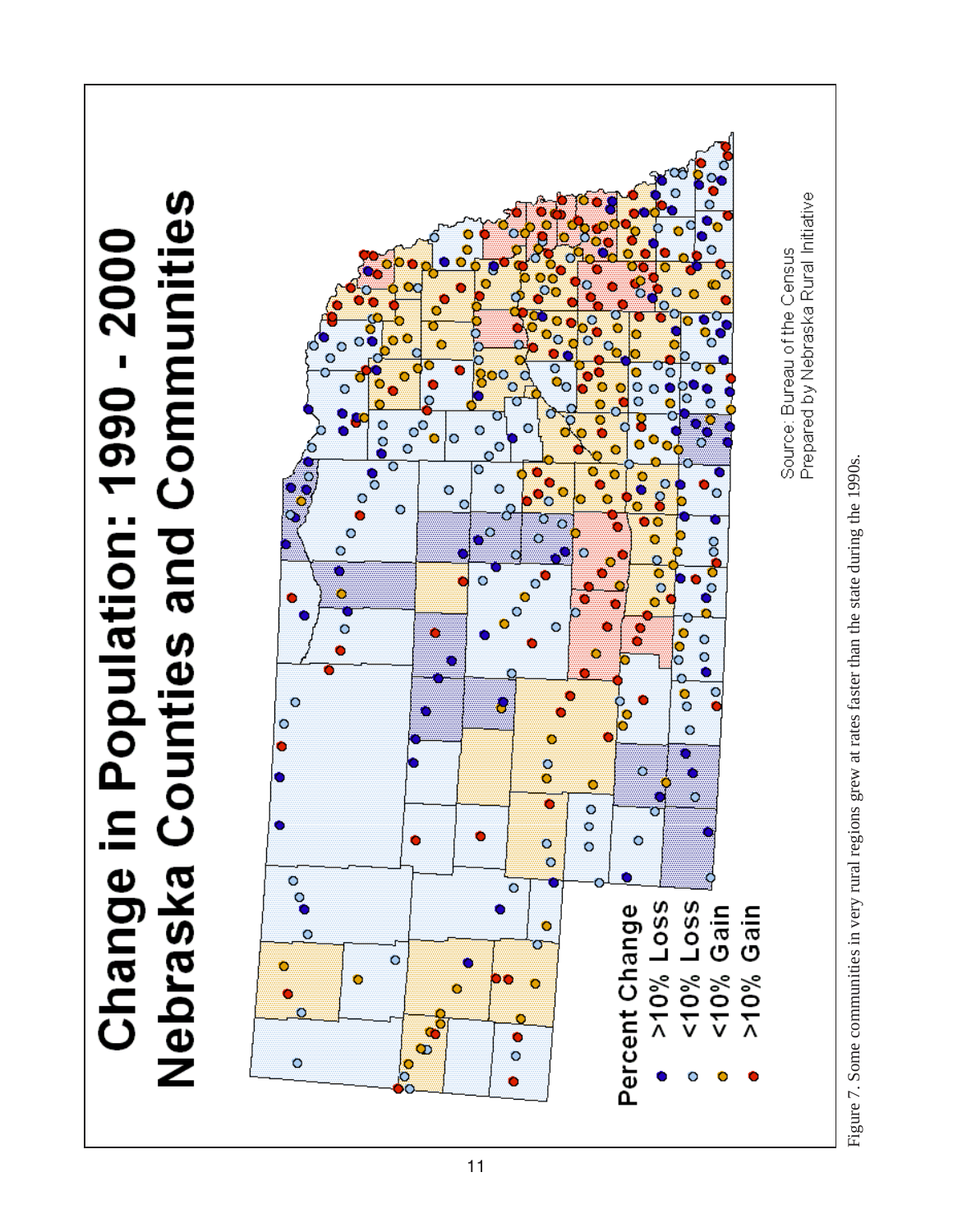# Change in Population: 1990 - 2000
# Nebraska Counties and Communities

**Percent Change**

- >10% Loss
- <10% Loss
- <10% Gain
- >10% Gain

Source: Bureau of the Census
Prepared by Nebraska Rural Initiative

Figure 7. Some communities in very rural regions grew at rates faster than the state during the 1990s.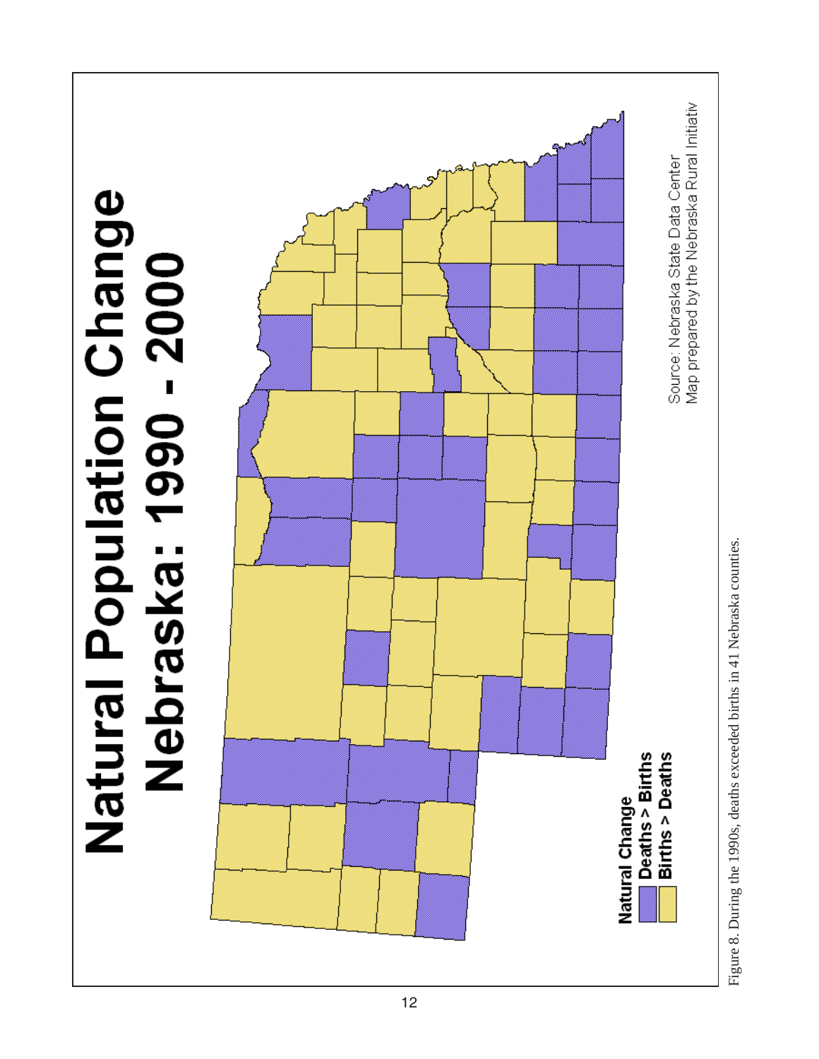# Natural Population Change

## Nebraska: 1990 - 2000

**Natural Change**

- Deaths > Births
- Births > Deaths

Source: Nebraska State Data Center
Map prepared by the Nebraska Rural Initiativ

Figure 8. During the 1990s, deaths exceeded births in 41 Nebraska counties.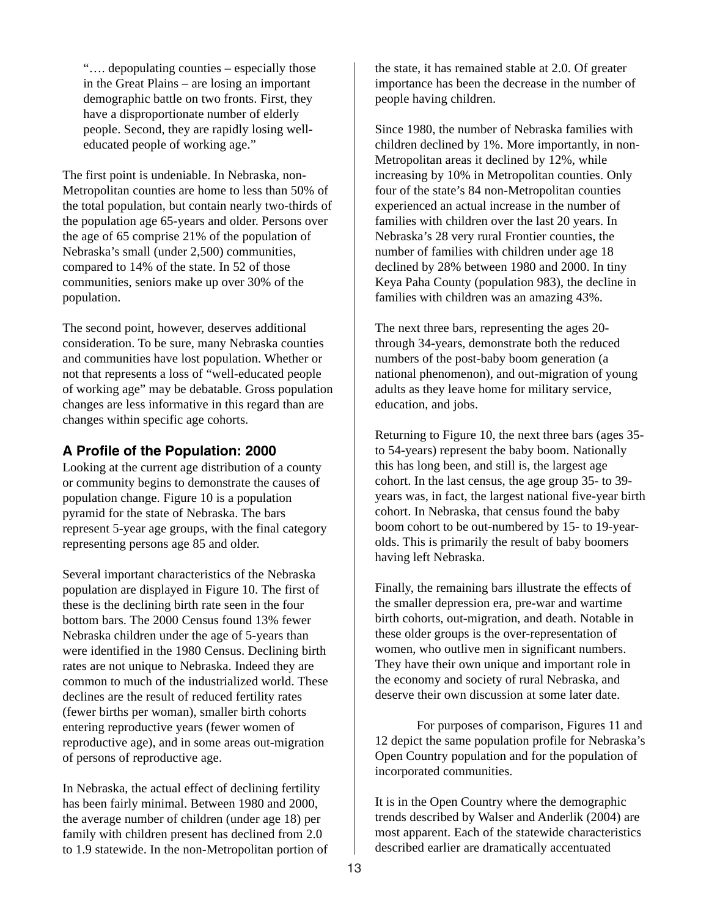> "…. depopulating counties – especially those in the Great Plains – are losing an important demographic battle on two fronts. First, they have a disproportionate number of elderly people. Second, they are rapidly losing well-educated people of working age."

The first point is undeniable. In Nebraska, non-Metropolitan counties are home to less than 50% of the total population, but contain nearly two-thirds of the population age 65-years and older. Persons over the age of 65 comprise 21% of the population of Nebraska's small (under 2,500) communities, compared to 14% of the state. In 52 of those communities, seniors make up over 30% of the population.

The second point, however, deserves additional consideration. To be sure, many Nebraska counties and communities have lost population. Whether or not that represents a loss of "well-educated people of working age" may be debatable. Gross population changes are less informative in this regard than are changes within specific age cohorts.

### A Profile of the Population: 2000

Looking at the current age distribution of a county or community begins to demonstrate the causes of population change. Figure 10 is a population pyramid for the state of Nebraska. The bars represent 5-year age groups, with the final category representing persons age 85 and older.

Several important characteristics of the Nebraska population are displayed in Figure 10. The first of these is the declining birth rate seen in the four bottom bars. The 2000 Census found 13% fewer Nebraska children under the age of 5-years than were identified in the 1980 Census. Declining birth rates are not unique to Nebraska. Indeed they are common to much of the industrialized world. These declines are the result of reduced fertility rates (fewer births per woman), smaller birth cohorts entering reproductive years (fewer women of reproductive age), and in some areas out-migration of persons of reproductive age.

In Nebraska, the actual effect of declining fertility has been fairly minimal. Between 1980 and 2000, the average number of children (under age 18) per family with children present has declined from 2.0 to 1.9 statewide. In the non-Metropolitan portion of the state, it has remained stable at 2.0. Of greater importance has been the decrease in the number of people having children.

Since 1980, the number of Nebraska families with children declined by 1%. More importantly, in non-Metropolitan areas it declined by 12%, while increasing by 10% in Metropolitan counties. Only four of the state's 84 non-Metropolitan counties experienced an actual increase in the number of families with children over the last 20 years. In Nebraska's 28 very rural Frontier counties, the number of families with children under age 18 declined by 28% between 1980 and 2000. In tiny Keya Paha County (population 983), the decline in families with children was an amazing 43%.

The next three bars, representing the ages 20- through 34-years, demonstrate both the reduced numbers of the post-baby boom generation (a national phenomenon), and out-migration of young adults as they leave home for military service, education, and jobs.

Returning to Figure 10, the next three bars (ages 35- to 54-years) represent the baby boom. Nationally this has long been, and still is, the largest age cohort. In the last census, the age group 35- to 39-years was, in fact, the largest national five-year birth cohort. In Nebraska, that census found the baby boom cohort to be out-numbered by 15- to 19-year-olds. This is primarily the result of baby boomers having left Nebraska.

Finally, the remaining bars illustrate the effects of the smaller depression era, pre-war and wartime birth cohorts, out-migration, and death. Notable in these older groups is the over-representation of women, who outlive men in significant numbers. They have their own unique and important role in the economy and society of rural Nebraska, and deserve their own discussion at some later date.

For purposes of comparison, Figures 11 and 12 depict the same population profile for Nebraska's Open Country population and for the population of incorporated communities.

It is in the Open Country where the demographic trends described by Walser and Anderlik (2004) are most apparent. Each of the statewide characteristics described earlier are dramatically accentuated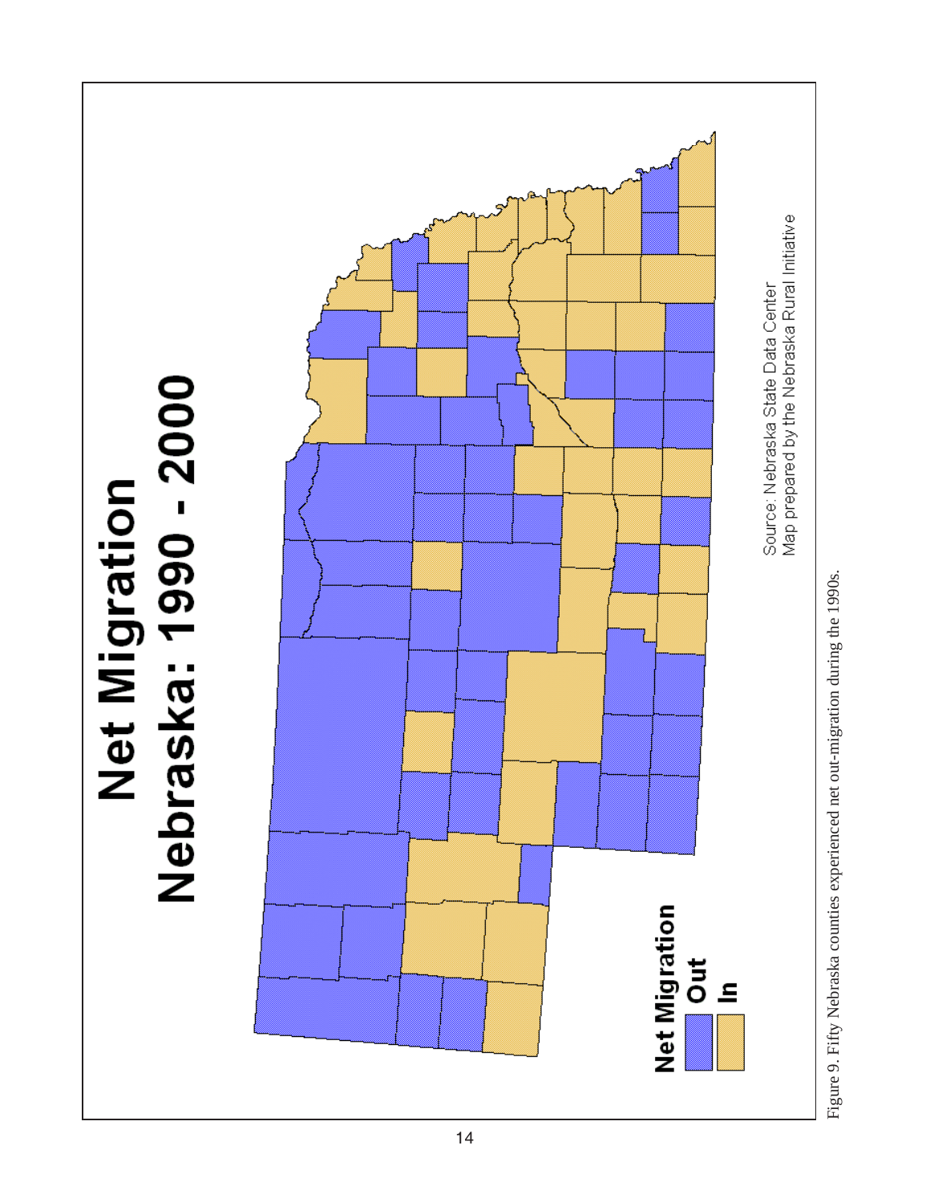# Net Migration
# Nebraska: 1990 - 2000

**Net Migration**
- **Out**
- **In**

Source: Nebraska State Data Center
Map prepared by the Nebraska Rural Initiative

Figure 9. Fifty Nebraska counties experienced net out-migration during the 1990s.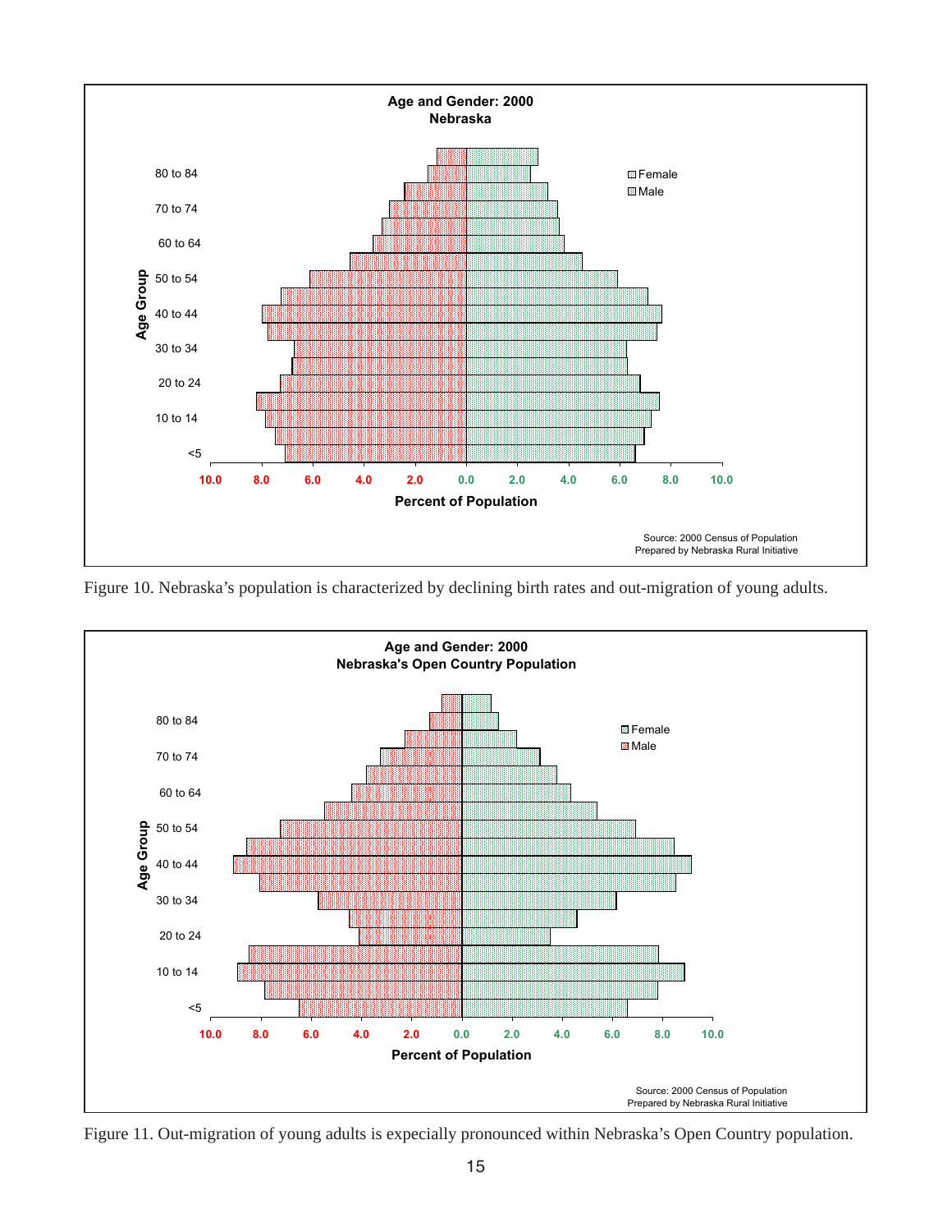**Age and Gender: 2000**
**Nebraska**

Figure 10. Nebraska's population is characterized by declining birth rates and out-migration of young adults.

**Age and Gender: 2000**
**Nebraska's Open Country Population**

Figure 11. Out-migration of young adults is expecially pronounced within Nebraska's Open Country population.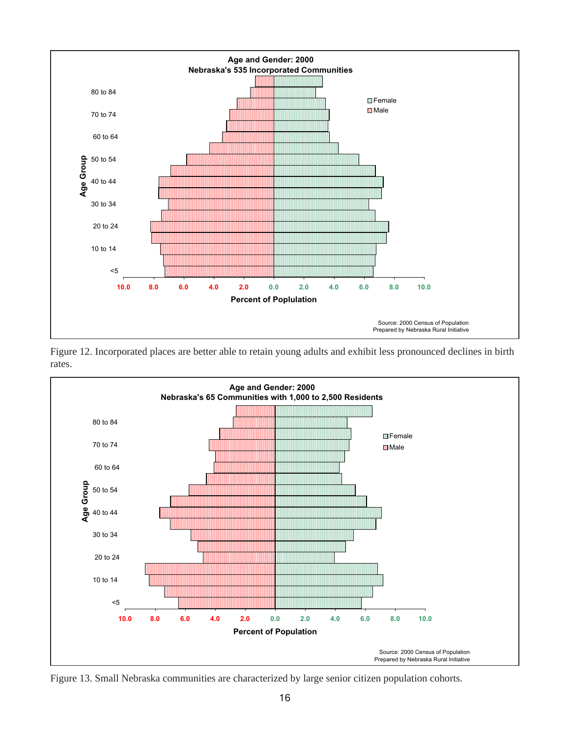Figure 12. Incorporated places are better able to retain young adults and exhibit less pronounced declines in birth rates.

Figure 13. Small Nebraska communities are characterized by large senior citizen population cohorts.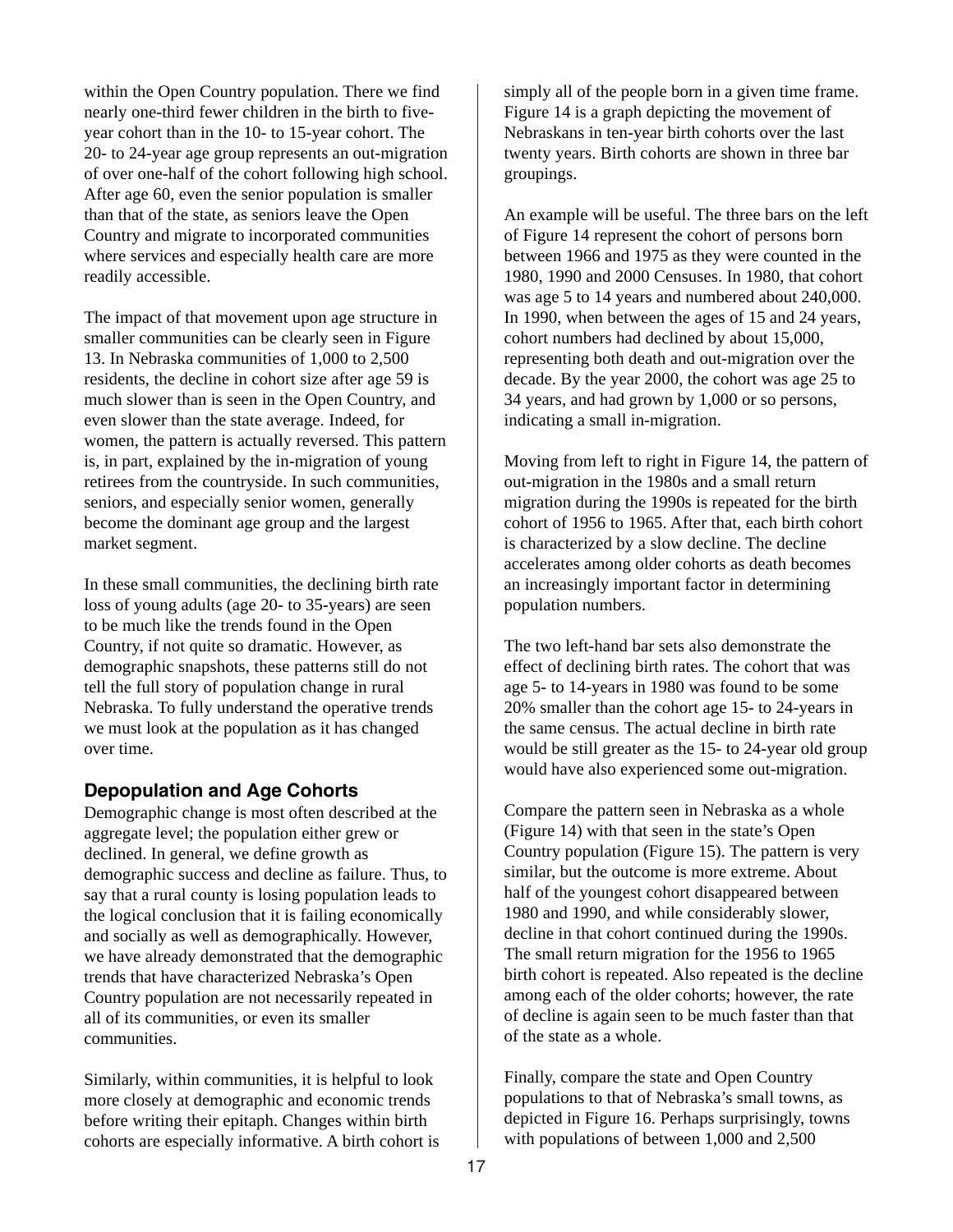within the Open Country population. There we find nearly one-third fewer children in the birth to five-year cohort than in the 10- to 15-year cohort. The 20- to 24-year age group represents an out-migration of over one-half of the cohort following high school. After age 60, even the senior population is smaller than that of the state, as seniors leave the Open Country and migrate to incorporated communities where services and especially health care are more readily accessible.

The impact of that movement upon age structure in smaller communities can be clearly seen in Figure 13. In Nebraska communities of 1,000 to 2,500 residents, the decline in cohort size after age 59 is much slower than is seen in the Open Country, and even slower than the state average. Indeed, for women, the pattern is actually reversed. This pattern is, in part, explained by the in-migration of young retirees from the countryside. In such communities, seniors, and especially senior women, generally become the dominant age group and the largest market segment.

In these small communities, the declining birth rate loss of young adults (age 20- to 35-years) are seen to be much like the trends found in the Open Country, if not quite so dramatic. However, as demographic snapshots, these patterns still do not tell the full story of population change in rural Nebraska. To fully understand the operative trends we must look at the population as it has changed over time.

## Depopulation and Age Cohorts

Demographic change is most often described at the aggregate level; the population either grew or declined. In general, we define growth as demographic success and decline as failure. Thus, to say that a rural county is losing population leads to the logical conclusion that it is failing economically and socially as well as demographically. However, we have already demonstrated that the demographic trends that have characterized Nebraska's Open Country population are not necessarily repeated in all of its communities, or even its smaller communities.

Similarly, within communities, it is helpful to look more closely at demographic and economic trends before writing their epitaph. Changes within birth cohorts are especially informative. A birth cohort is simply all of the people born in a given time frame. Figure 14 is a graph depicting the movement of Nebraskans in ten-year birth cohorts over the last twenty years. Birth cohorts are shown in three bar groupings.

An example will be useful. The three bars on the left of Figure 14 represent the cohort of persons born between 1966 and 1975 as they were counted in the 1980, 1990 and 2000 Censuses. In 1980, that cohort was age 5 to 14 years and numbered about 240,000. In 1990, when between the ages of 15 and 24 years, cohort numbers had declined by about 15,000, representing both death and out-migration over the decade. By the year 2000, the cohort was age 25 to 34 years, and had grown by 1,000 or so persons, indicating a small in-migration.

Moving from left to right in Figure 14, the pattern of out-migration in the 1980s and a small return migration during the 1990s is repeated for the birth cohort of 1956 to 1965. After that, each birth cohort is characterized by a slow decline. The decline accelerates among older cohorts as death becomes an increasingly important factor in determining population numbers.

The two left-hand bar sets also demonstrate the effect of declining birth rates. The cohort that was age 5- to 14-years in 1980 was found to be some 20% smaller than the cohort age 15- to 24-years in the same census. The actual decline in birth rate would be still greater as the 15- to 24-year old group would have also experienced some out-migration.

Compare the pattern seen in Nebraska as a whole (Figure 14) with that seen in the state's Open Country population (Figure 15). The pattern is very similar, but the outcome is more extreme. About half of the youngest cohort disappeared between 1980 and 1990, and while considerably slower, decline in that cohort continued during the 1990s. The small return migration for the 1956 to 1965 birth cohort is repeated. Also repeated is the decline among each of the older cohorts; however, the rate of decline is again seen to be much faster than that of the state as a whole.

Finally, compare the state and Open Country populations to that of Nebraska's small towns, as depicted in Figure 16. Perhaps surprisingly, towns with populations of between 1,000 and 2,500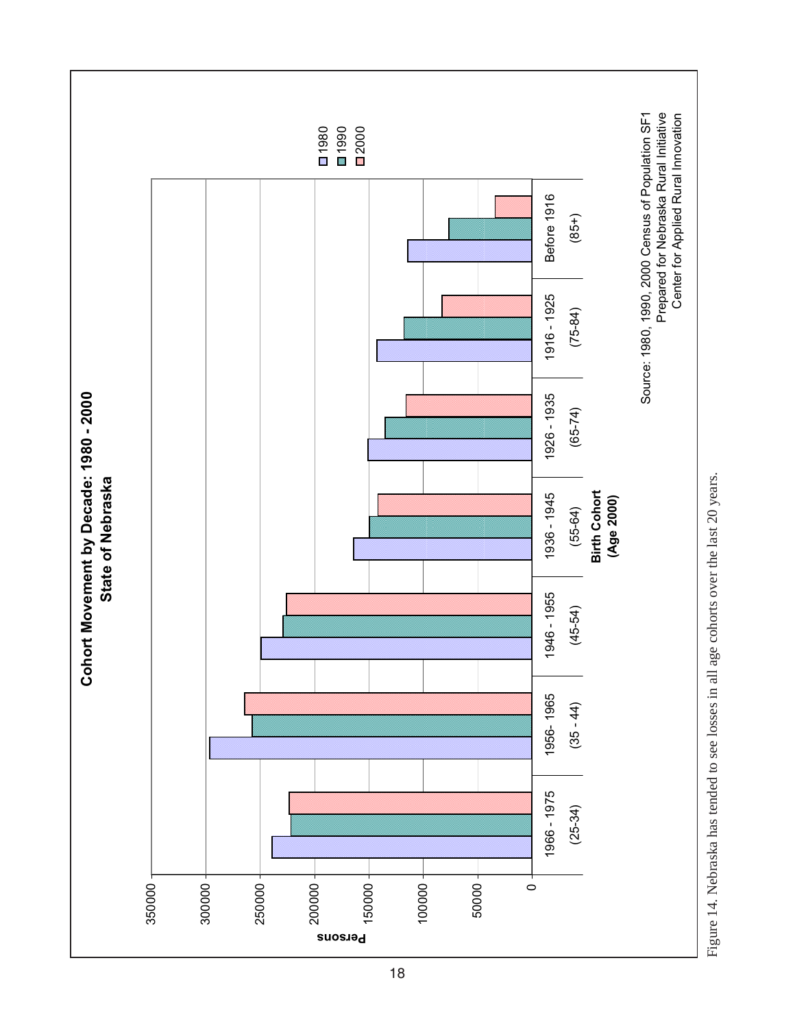**Cohort Movement by Decade: 1980 - 2000**
**State of Nebraska**

Persons

Birth Cohort (Age 2000): 1966 - 1975 (25-34); 1956- 1965 (35 - 44); 1946 - 1955 (45-54); 1936 - 1945 (55-64); 1926 - 1935 (65-74); 1916 - 1925 (75-84); Before 1916 (85+)

Legend: 1980, 1990, 2000

Source: 1980, 1990, 2000 Census of Population SF1
Prepared for Nebraska Rural Initiative
Center for Applied Rural Innovation

Figure 14. Nebraska has tended to see losses in all age cohorts over the last 20 years.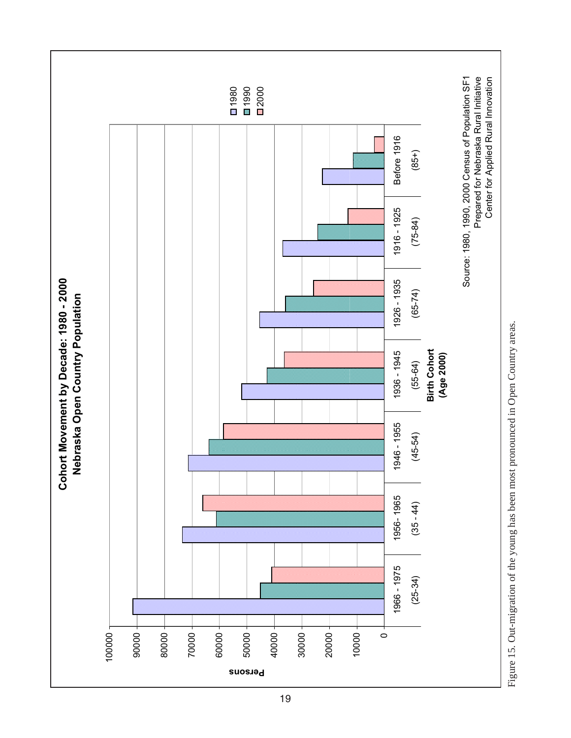**Cohort Movement by Decade: 1980 - 2000**
**Nebraska Open Country Population**

Persons

Birth Cohort (Age 2000): 1966 - 1975 (25-34); 1956-1965 (35 - 44); 1946 - 1955 (45-54); 1936 - 1945 (55-64); 1926 - 1935 (65-74); 1916 - 1925 (75-84); Before 1916 (85+)

Legend: 1980, 1990, 2000

Source: 1980, 1990, 2000 Census of Population SF1
Prepared for Nebraska Rural Initiative
Center for Applied Rural Innovation

Figure 15. Out-migration of the young has been most pronounced in Open Country areas.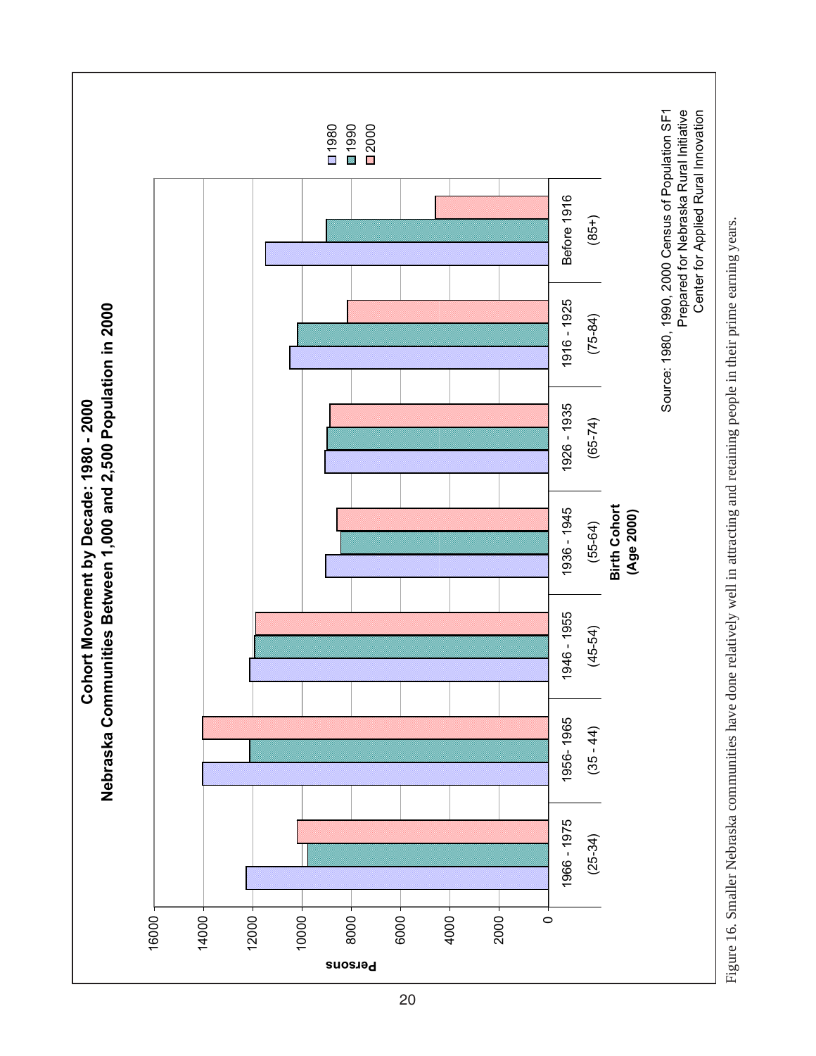**Cohort Movement by Decade: 1980 - 2000**
**Nebraska Communities Between 1,000 and 2,500 Population in 2000**

Persons

Birth Cohort (Age 2000): 1966 - 1975 (25-34); 1956- 1965 (35 - 44); 1946 - 1955 (45-54); 1936 - 1945 (55-64); 1926 - 1935 (65-74); 1916 - 1925 (75-84); Before 1916 (85+)

Legend: 1980, 1990, 2000

Source: 1980, 1990, 2000 Census of Population SF1
Prepared for Nebraska Rural Initiative
Center for Applied Rural Innovation

Figure 16. Smaller Nebraska communities have done relatively well in attracting and retaining people in their prime earning years.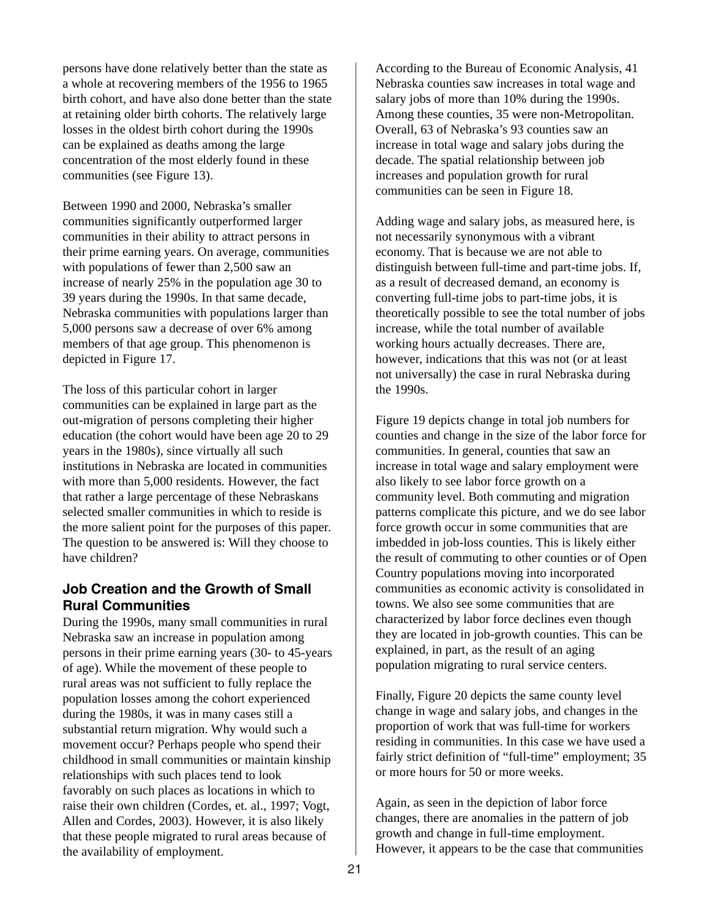persons have done relatively better than the state as a whole at recovering members of the 1956 to 1965 birth cohort, and have also done better than the state at retaining older birth cohorts. The relatively large losses in the oldest birth cohort during the 1990s can be explained as deaths among the large concentration of the most elderly found in these communities (see Figure 13).

Between 1990 and 2000, Nebraska's smaller communities significantly outperformed larger communities in their ability to attract persons in their prime earning years. On average, communities with populations of fewer than 2,500 saw an increase of nearly 25% in the population age 30 to 39 years during the 1990s. In that same decade, Nebraska communities with populations larger than 5,000 persons saw a decrease of over 6% among members of that age group. This phenomenon is depicted in Figure 17.

The loss of this particular cohort in larger communities can be explained in large part as the out-migration of persons completing their higher education (the cohort would have been age 20 to 29 years in the 1980s), since virtually all such institutions in Nebraska are located in communities with more than 5,000 residents. However, the fact that rather a large percentage of these Nebraskans selected smaller communities in which to reside is the more salient point for the purposes of this paper. The question to be answered is: Will they choose to have children?

## Job Creation and the Growth of Small Rural Communities

During the 1990s, many small communities in rural Nebraska saw an increase in population among persons in their prime earning years (30- to 45-years of age). While the movement of these people to rural areas was not sufficient to fully replace the population losses among the cohort experienced during the 1980s, it was in many cases still a substantial return migration. Why would such a movement occur? Perhaps people who spend their childhood in small communities or maintain kinship relationships with such places tend to look favorably on such places as locations in which to raise their own children (Cordes, et. al., 1997; Vogt, Allen and Cordes, 2003). However, it is also likely that these people migrated to rural areas because of the availability of employment.

According to the Bureau of Economic Analysis, 41 Nebraska counties saw increases in total wage and salary jobs of more than 10% during the 1990s. Among these counties, 35 were non-Metropolitan. Overall, 63 of Nebraska's 93 counties saw an increase in total wage and salary jobs during the decade. The spatial relationship between job increases and population growth for rural communities can be seen in Figure 18.

Adding wage and salary jobs, as measured here, is not necessarily synonymous with a vibrant economy. That is because we are not able to distinguish between full-time and part-time jobs. If, as a result of decreased demand, an economy is converting full-time jobs to part-time jobs, it is theoretically possible to see the total number of jobs increase, while the total number of available working hours actually decreases. There are, however, indications that this was not (or at least not universally) the case in rural Nebraska during the 1990s.

Figure 19 depicts change in total job numbers for counties and change in the size of the labor force for communities. In general, counties that saw an increase in total wage and salary employment were also likely to see labor force growth on a community level. Both commuting and migration patterns complicate this picture, and we do see labor force growth occur in some communities that are imbedded in job-loss counties. This is likely either the result of commuting to other counties or of Open Country populations moving into incorporated communities as economic activity is consolidated in towns. We also see some communities that are characterized by labor force declines even though they are located in job-growth counties. This can be explained, in part, as the result of an aging population migrating to rural service centers.

Finally, Figure 20 depicts the same county level change in wage and salary jobs, and changes in the proportion of work that was full-time for workers residing in communities. In this case we have used a fairly strict definition of "full-time" employment; 35 or more hours for 50 or more weeks.

Again, as seen in the depiction of labor force changes, there are anomalies in the pattern of job growth and change in full-time employment. However, it appears to be the case that communities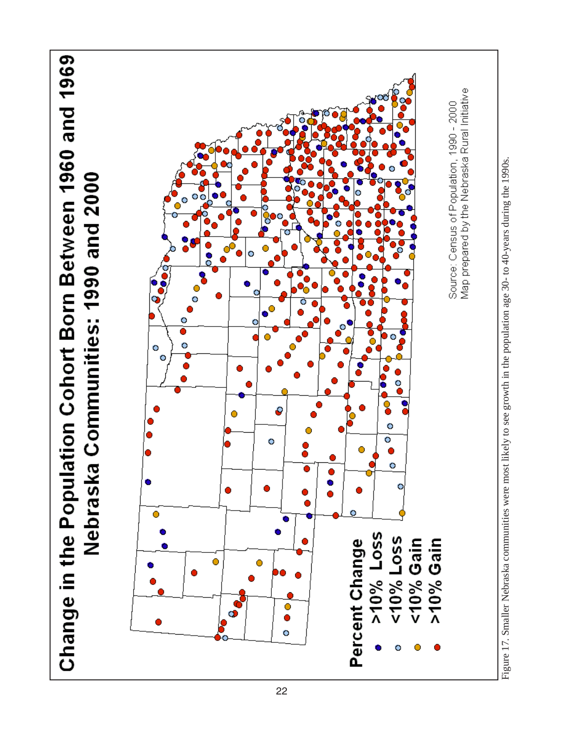## Change in the Population Cohort Born Between 1960 and 1969
## Nebraska Communities: 1990 and 2000

**Percent Change**

- >10% Loss
- <10% Loss
- <10% Gain
- >10% Gain

Source: Census of Population, 1990 - 2000
Map prepared by the Nebraska Rural Initiative

Figure 17. Smaller Nebraska communities were most likely to see growth in the population age 30- to 40-years during the 1990s.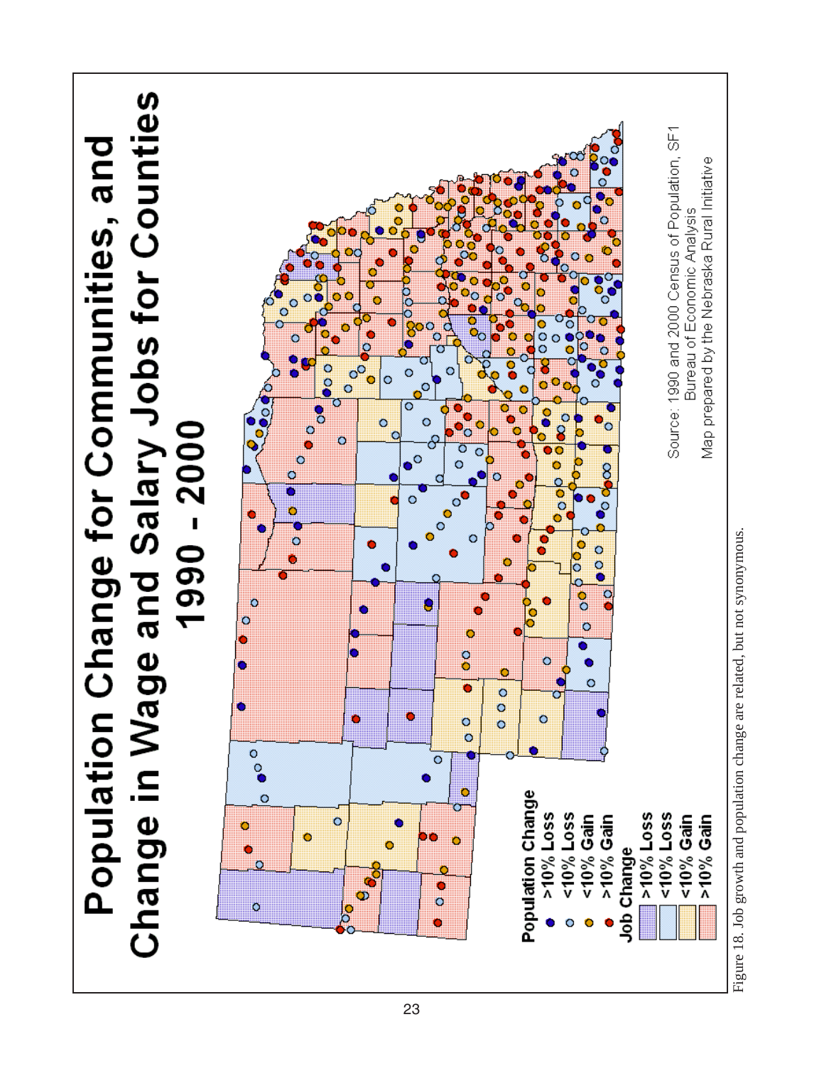# Population Change for Communities, and Change in Wage and Salary Jobs for Counties 1990 - 2000

**Population Change**

- >10% Loss
- <10% Loss
- <10% Gain
- >10% Gain

**Job Change**

- >10% Loss
- <10% Loss
- <10% Gain
- >10% Gain

Source: 1990 and 2000 Census of Population, SF1
Bureau of Economic Analysis
Map prepared by the Nebraska Rural Initiative

Figure 18. Job growth and population change are related, but not synonymous.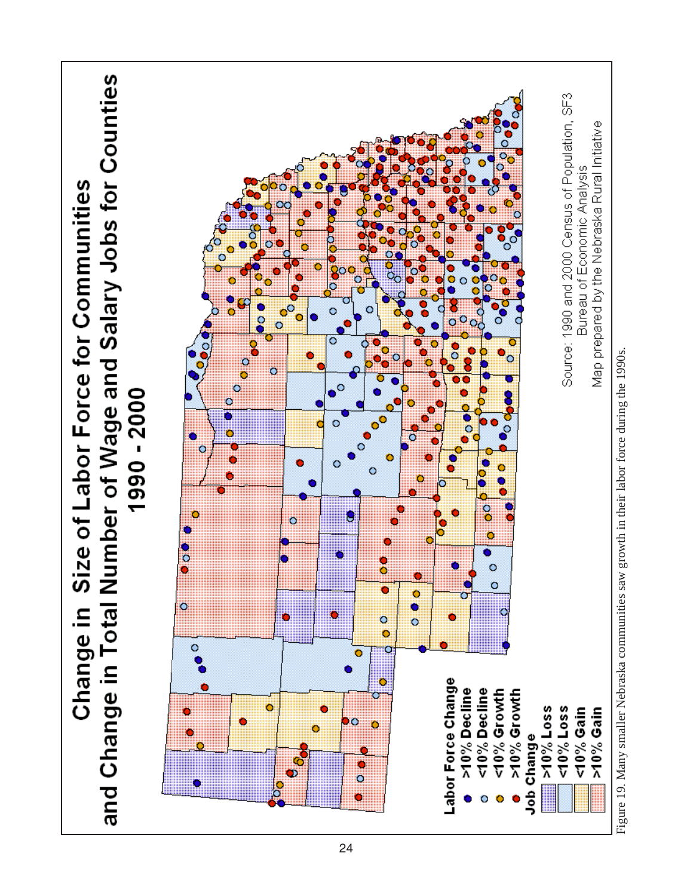# Change in Size of Labor Force for Communities and Change in Total Number of Wage and Salary Jobs for Counties 1990 - 2000

**Labor Force Change**
- >10% Decline
- <10% Decline
- <10% Growth
- >10% Growth

**Job Change**
- >10% Loss
- <10% Loss
- <10% Gain
- >10% Gain

Source: 1990 and 2000 Census of Population, SF3
Bureau of Economic Analysis
Map prepared by the Nebraska Rural Initiative

Figure 19. Many smaller Nebraska communities saw growth in their labor force during the 1990s.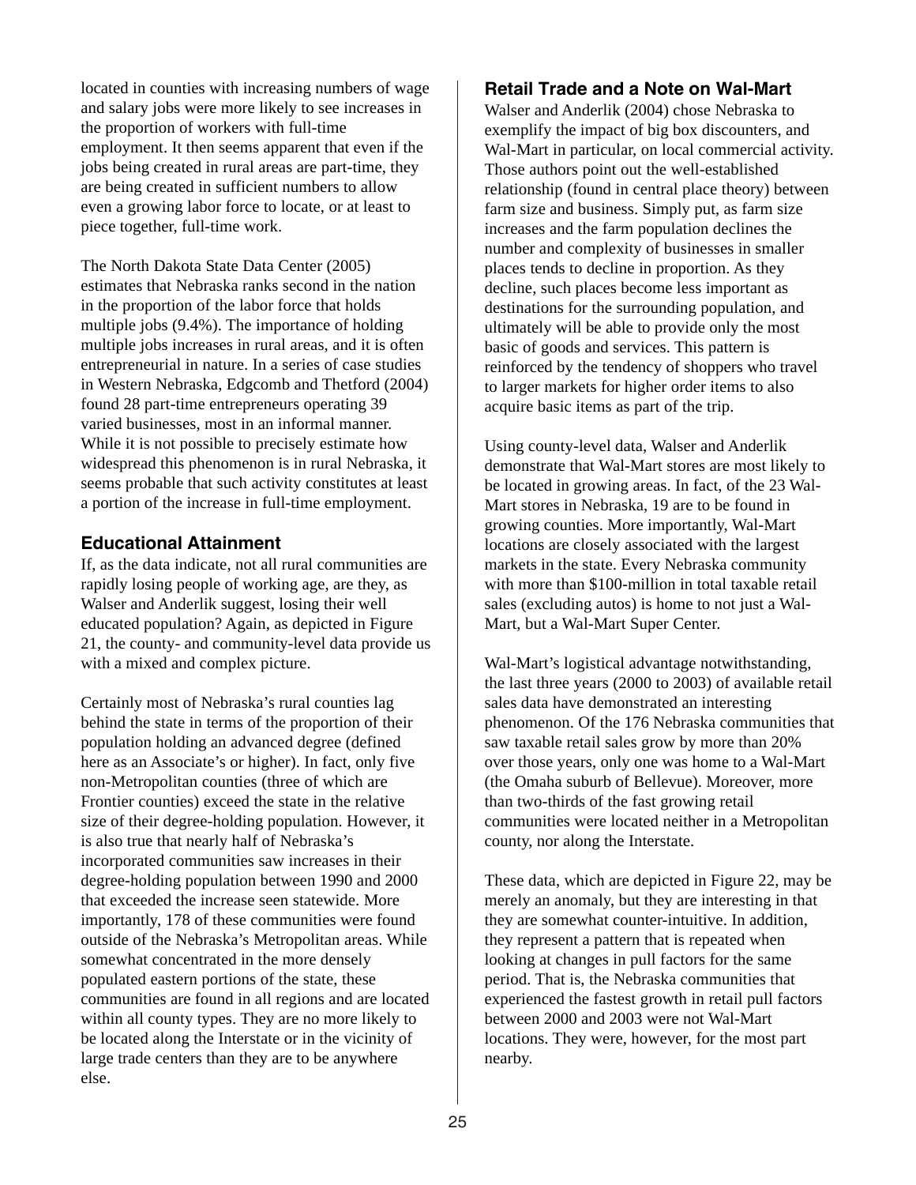located in counties with increasing numbers of wage and salary jobs were more likely to see increases in the proportion of workers with full-time employment. It then seems apparent that even if the jobs being created in rural areas are part-time, they are being created in sufficient numbers to allow even a growing labor force to locate, or at least to piece together, full-time work.

The North Dakota State Data Center (2005) estimates that Nebraska ranks second in the nation in the proportion of the labor force that holds multiple jobs (9.4%). The importance of holding multiple jobs increases in rural areas, and it is often entrepreneurial in nature. In a series of case studies in Western Nebraska, Edgcomb and Thetford (2004) found 28 part-time entrepreneurs operating 39 varied businesses, most in an informal manner. While it is not possible to precisely estimate how widespread this phenomenon is in rural Nebraska, it seems probable that such activity constitutes at least a portion of the increase in full-time employment.

### Educational Attainment

If, as the data indicate, not all rural communities are rapidly losing people of working age, are they, as Walser and Anderlik suggest, losing their well educated population? Again, as depicted in Figure 21, the county- and community-level data provide us with a mixed and complex picture.

Certainly most of Nebraska's rural counties lag behind the state in terms of the proportion of their population holding an advanced degree (defined here as an Associate's or higher). In fact, only five non-Metropolitan counties (three of which are Frontier counties) exceed the state in the relative size of their degree-holding population. However, it is also true that nearly half of Nebraska's incorporated communities saw increases in their degree-holding population between 1990 and 2000 that exceeded the increase seen statewide. More importantly, 178 of these communities were found outside of the Nebraska's Metropolitan areas. While somewhat concentrated in the more densely populated eastern portions of the state, these communities are found in all regions and are located within all county types. They are no more likely to be located along the Interstate or in the vicinity of large trade centers than they are to be anywhere else.

### Retail Trade and a Note on Wal-Mart

Walser and Anderlik (2004) chose Nebraska to exemplify the impact of big box discounters, and Wal-Mart in particular, on local commercial activity. Those authors point out the well-established relationship (found in central place theory) between farm size and business. Simply put, as farm size increases and the farm population declines the number and complexity of businesses in smaller places tends to decline in proportion. As they decline, such places become less important as destinations for the surrounding population, and ultimately will be able to provide only the most basic of goods and services. This pattern is reinforced by the tendency of shoppers who travel to larger markets for higher order items to also acquire basic items as part of the trip.

Using county-level data, Walser and Anderlik demonstrate that Wal-Mart stores are most likely to be located in growing areas. In fact, of the 23 Wal-Mart stores in Nebraska, 19 are to be found in growing counties. More importantly, Wal-Mart locations are closely associated with the largest markets in the state. Every Nebraska community with more than $100-million in total taxable retail sales (excluding autos) is home to not just a Wal-Mart, but a Wal-Mart Super Center.

Wal-Mart's logistical advantage notwithstanding, the last three years (2000 to 2003) of available retail sales data have demonstrated an interesting phenomenon. Of the 176 Nebraska communities that saw taxable retail sales grow by more than 20% over those years, only one was home to a Wal-Mart (the Omaha suburb of Bellevue). Moreover, more than two-thirds of the fast growing retail communities were located neither in a Metropolitan county, nor along the Interstate.

These data, which are depicted in Figure 22, may be merely an anomaly, but they are interesting in that they are somewhat counter-intuitive. In addition, they represent a pattern that is repeated when looking at changes in pull factors for the same period. That is, the Nebraska communities that experienced the fastest growth in retail pull factors between 2000 and 2003 were not Wal-Mart locations. They were, however, for the most part nearby.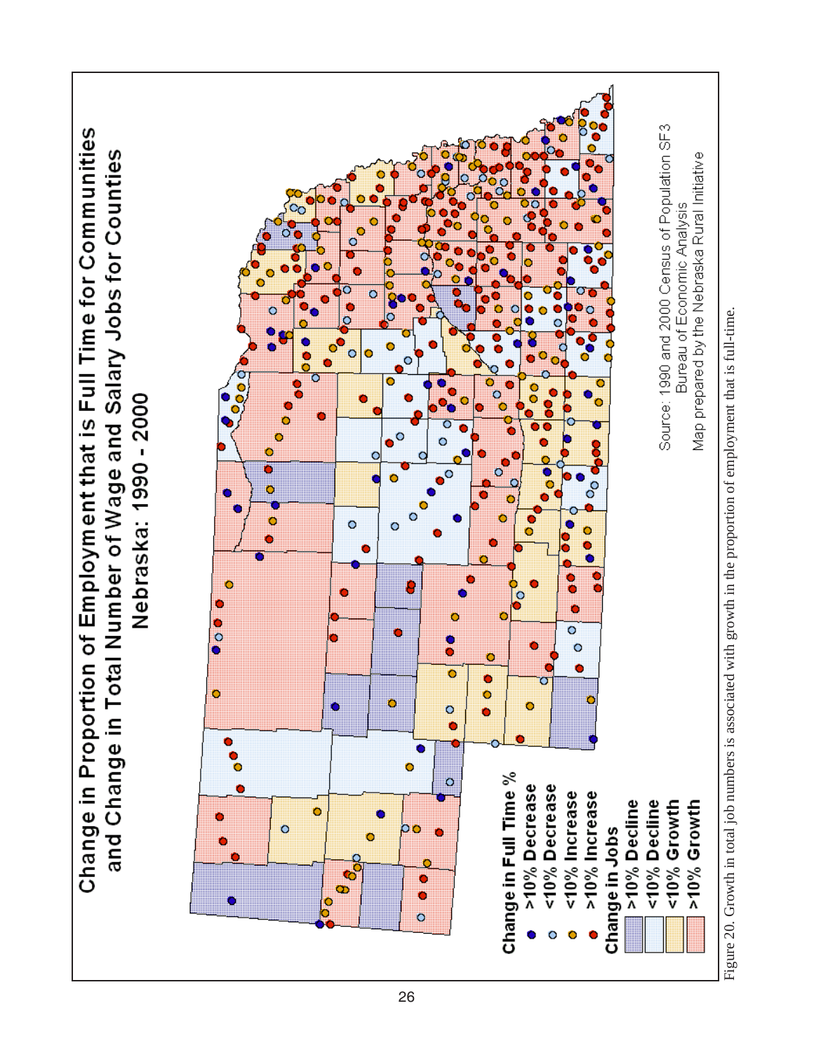## Change in Proportion of Employment that is Full Time for Communities and Change in Total Number of Wage and Salary Jobs for Counties

### Nebraska: 1990 - 2000

**Change in Full Time %**

- **>10% Decrease**
- **<10% Decrease**
- **<10% Increase**
- **>10% Increase**

**Change in Jobs**

- **>10% Decline**
- **<10% Decline**
- **<10% Growth**
- **>10% Growth**

Source: 1990 and 2000 Census of Population SF3
Bureau of Economic Analysis
Map prepared by the Nebraska Rural Initiative

Figure 20. Growth in total job numbers is associated with growth in the proportion of employment that is full-time.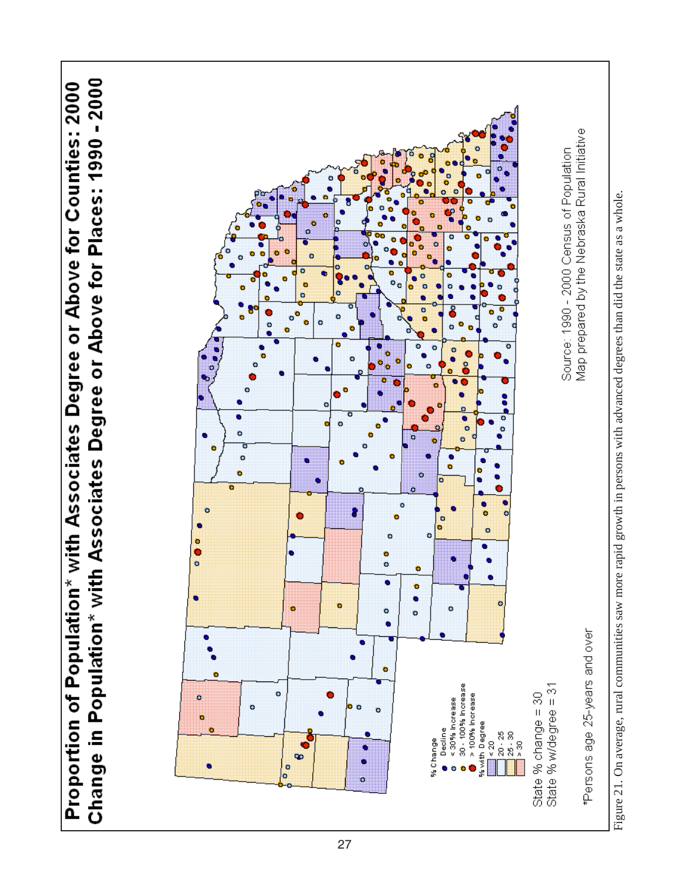## Proportion of Population* with Associates Degree or Above for Counties: 2000
## Change in Population* with Associates Degree or Above for Places: 1990 - 2000

% Change
- Decline
- < 30% Increase
- 30 - 100% Increase
- > 100% Increase

% with Degree
- < 20
- 20 - 25
- 25 - 30
- > 30

State % change = 30
State % w/degree = 31

*Persons age 25-years and over

Source: 1990 - 2000 Census of Population
Map prepared by the Nebraska Rural Initiative

Figure 21. On average, rural communities saw more rapid growth in persons with advanced degrees than did the state as a whole.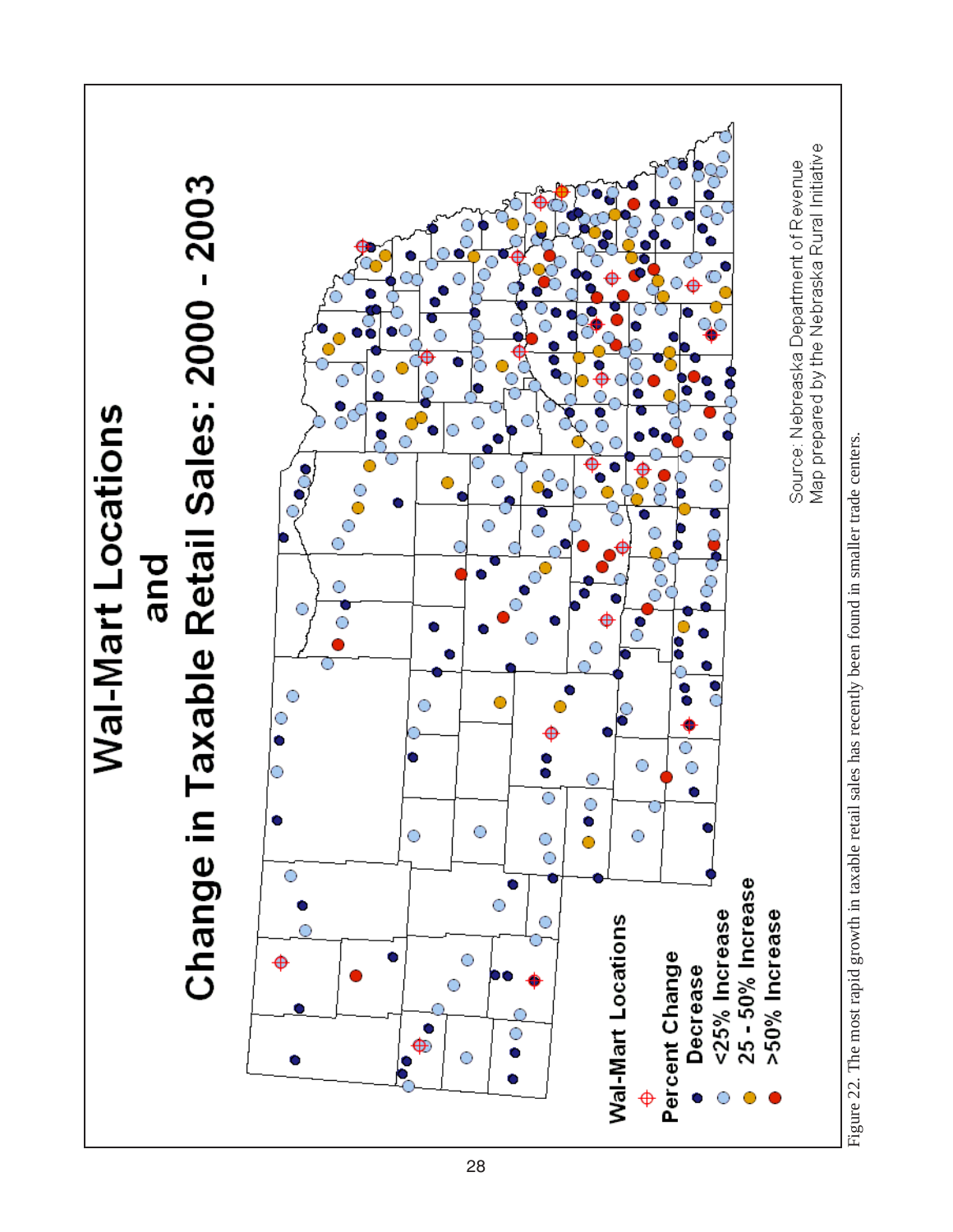# Wal-Mart Locations and Change in Taxable Retail Sales: 2000 - 2003

**Wal-Mart Locations**

**Percent Change**

- Decrease
- <25% Increase
- 25 - 50% Increase
- >50% Increase

Source: Nebraska Department of Revenue
Map prepared by the Nebraska Rural Initiative

Figure 22. The most rapid growth in taxable retail sales has recently been found in smaller trade centers.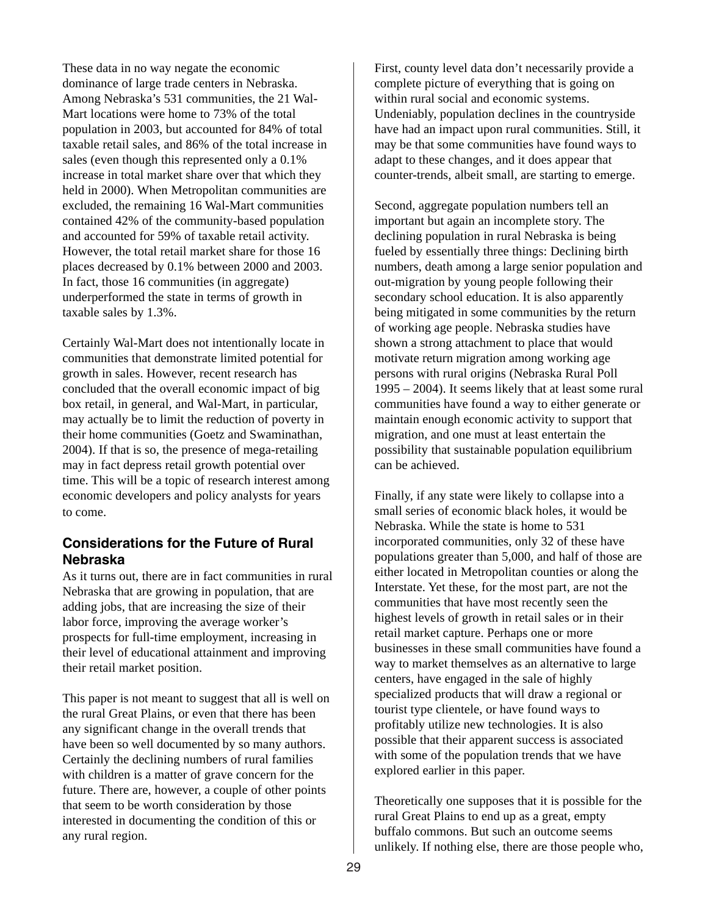These data in no way negate the economic dominance of large trade centers in Nebraska. Among Nebraska's 531 communities, the 21 Wal-Mart locations were home to 73% of the total population in 2003, but accounted for 84% of total taxable retail sales, and 86% of the total increase in sales (even though this represented only a 0.1% increase in total market share over that which they held in 2000). When Metropolitan communities are excluded, the remaining 16 Wal-Mart communities contained 42% of the community-based population and accounted for 59% of taxable retail activity. However, the total retail market share for those 16 places decreased by 0.1% between 2000 and 2003. In fact, those 16 communities (in aggregate) underperformed the state in terms of growth in taxable sales by 1.3%.

Certainly Wal-Mart does not intentionally locate in communities that demonstrate limited potential for growth in sales. However, recent research has concluded that the overall economic impact of big box retail, in general, and Wal-Mart, in particular, may actually be to limit the reduction of poverty in their home communities (Goetz and Swaminathan, 2004). If that is so, the presence of mega-retailing may in fact depress retail growth potential over time. This will be a topic of research interest among economic developers and policy analysts for years to come.

## Considerations for the Future of Rural Nebraska

As it turns out, there are in fact communities in rural Nebraska that are growing in population, that are adding jobs, that are increasing the size of their labor force, improving the average worker's prospects for full-time employment, increasing in their level of educational attainment and improving their retail market position.

This paper is not meant to suggest that all is well on the rural Great Plains, or even that there has been any significant change in the overall trends that have been so well documented by so many authors. Certainly the declining numbers of rural families with children is a matter of grave concern for the future. There are, however, a couple of other points that seem to be worth consideration by those interested in documenting the condition of this or any rural region.

First, county level data don't necessarily provide a complete picture of everything that is going on within rural social and economic systems. Undeniably, population declines in the countryside have had an impact upon rural communities. Still, it may be that some communities have found ways to adapt to these changes, and it does appear that counter-trends, albeit small, are starting to emerge.

Second, aggregate population numbers tell an important but again an incomplete story. The declining population in rural Nebraska is being fueled by essentially three things: Declining birth numbers, death among a large senior population and out-migration by young people following their secondary school education. It is also apparently being mitigated in some communities by the return of working age people. Nebraska studies have shown a strong attachment to place that would motivate return migration among working age persons with rural origins (Nebraska Rural Poll 1995 – 2004). It seems likely that at least some rural communities have found a way to either generate or maintain enough economic activity to support that migration, and one must at least entertain the possibility that sustainable population equilibrium can be achieved.

Finally, if any state were likely to collapse into a small series of economic black holes, it would be Nebraska. While the state is home to 531 incorporated communities, only 32 of these have populations greater than 5,000, and half of those are either located in Metropolitan counties or along the Interstate. Yet these, for the most part, are not the communities that have most recently seen the highest levels of growth in retail sales or in their retail market capture. Perhaps one or more businesses in these small communities have found a way to market themselves as an alternative to large centers, have engaged in the sale of highly specialized products that will draw a regional or tourist type clientele, or have found ways to profitably utilize new technologies. It is also possible that their apparent success is associated with some of the population trends that we have explored earlier in this paper.

Theoretically one supposes that it is possible for the rural Great Plains to end up as a great, empty buffalo commons. But such an outcome seems unlikely. If nothing else, there are those people who,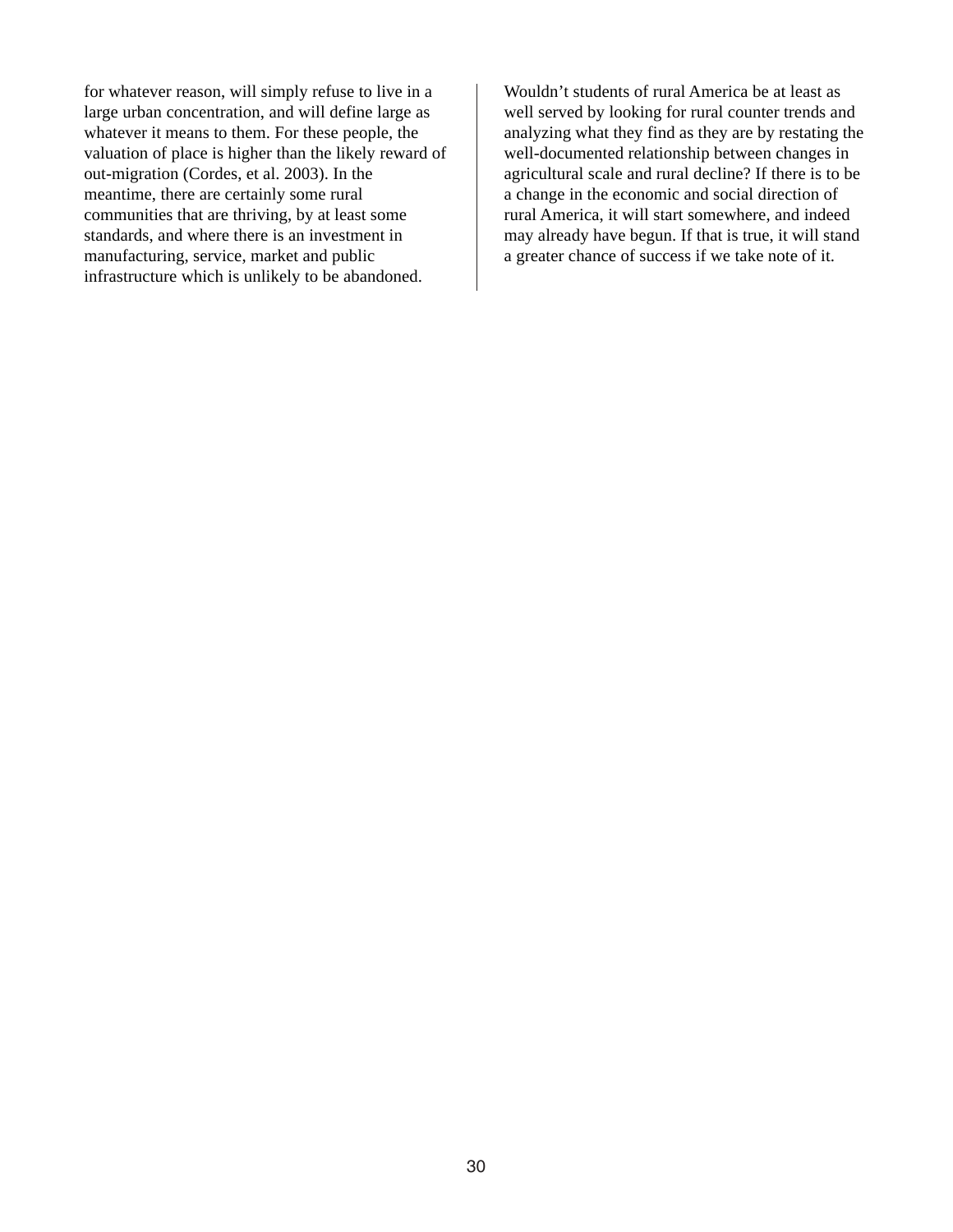for whatever reason, will simply refuse to live in a large urban concentration, and will define large as whatever it means to them. For these people, the valuation of place is higher than the likely reward of out-migration (Cordes, et al. 2003). In the meantime, there are certainly some rural communities that are thriving, by at least some standards, and where there is an investment in manufacturing, service, market and public infrastructure which is unlikely to be abandoned.

Wouldn't students of rural America be at least as well served by looking for rural counter trends and analyzing what they find as they are by restating the well-documented relationship between changes in agricultural scale and rural decline? If there is to be a change in the economic and social direction of rural America, it will start somewhere, and indeed may already have begun. If that is true, it will stand a greater chance of success if we take note of it.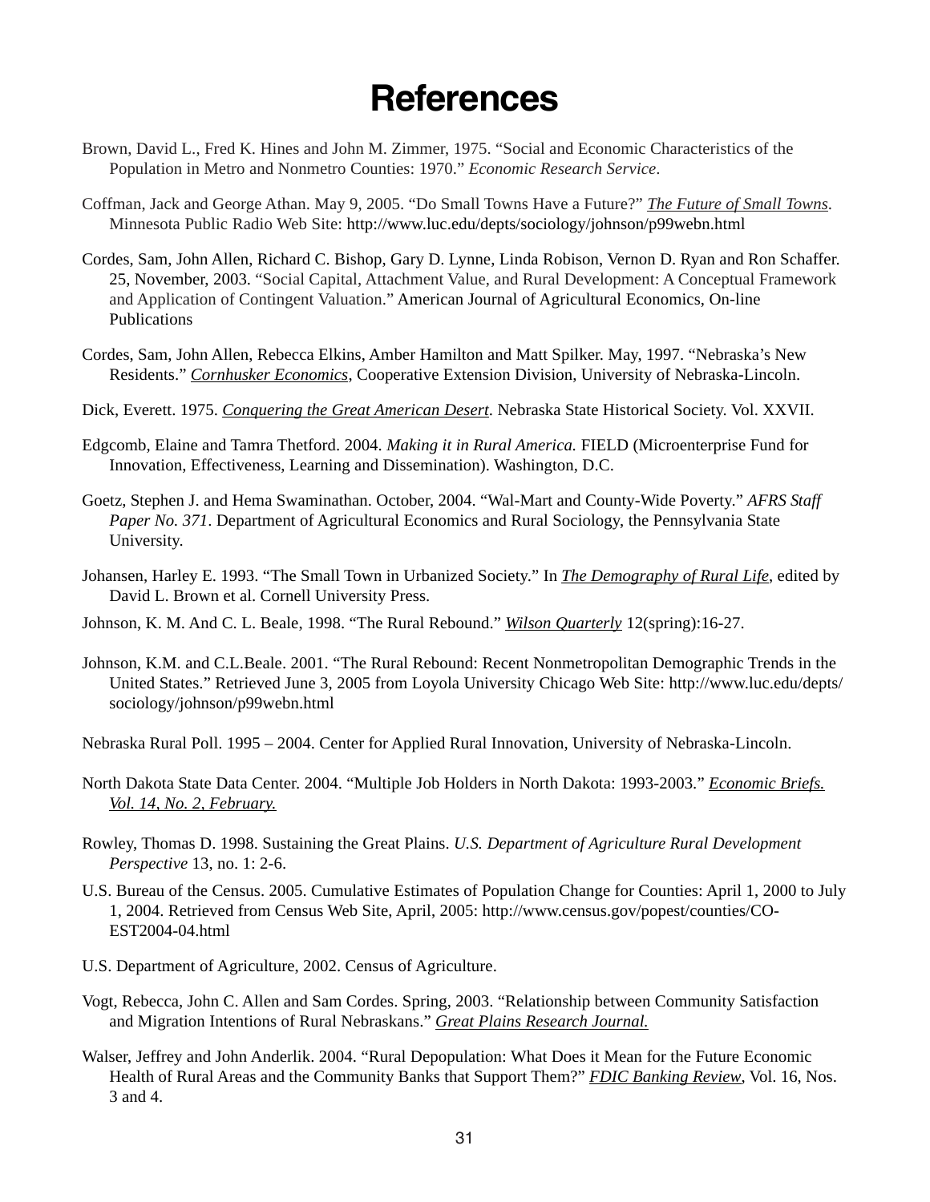# References

Brown, David L., Fred K. Hines and John M. Zimmer, 1975. "Social and Economic Characteristics of the Population in Metro and Nonmetro Counties: 1970." *Economic Research Service*.

Coffman, Jack and George Athan. May 9, 2005. "Do Small Towns Have a Future?" *The Future of Small Towns*. Minnesota Public Radio Web Site: http://www.luc.edu/depts/sociology/johnson/p99webn.html

Cordes, Sam, John Allen, Richard C. Bishop, Gary D. Lynne, Linda Robison, Vernon D. Ryan and Ron Schaffer. 25, November, 2003. "Social Capital, Attachment Value, and Rural Development: A Conceptual Framework and Application of Contingent Valuation." American Journal of Agricultural Economics, On-line Publications

Cordes, Sam, John Allen, Rebecca Elkins, Amber Hamilton and Matt Spilker. May, 1997. "Nebraska's New Residents." *Cornhusker Economics*, Cooperative Extension Division, University of Nebraska-Lincoln.

Dick, Everett. 1975. *Conquering the Great American Desert*. Nebraska State Historical Society. Vol. XXVII.

Edgcomb, Elaine and Tamra Thetford. 2004. *Making it in Rural America.* FIELD (Microenterprise Fund for Innovation, Effectiveness, Learning and Dissemination). Washington, D.C.

Goetz, Stephen J. and Hema Swaminathan. October, 2004. "Wal-Mart and County-Wide Poverty." *AFRS Staff Paper No. 371*. Department of Agricultural Economics and Rural Sociology, the Pennsylvania State University.

Johansen, Harley E. 1993. "The Small Town in Urbanized Society." In *The Demography of Rural Life*, edited by David L. Brown et al. Cornell University Press.

Johnson, K. M. And C. L. Beale, 1998. "The Rural Rebound." *Wilson Quarterly* 12(spring):16-27.

Johnson, K.M. and C.L.Beale. 2001. "The Rural Rebound: Recent Nonmetropolitan Demographic Trends in the United States." Retrieved June 3, 2005 from Loyola University Chicago Web Site: http://www.luc.edu/depts/sociology/johnson/p99webn.html

Nebraska Rural Poll. 1995 – 2004. Center for Applied Rural Innovation, University of Nebraska-Lincoln.

North Dakota State Data Center. 2004. "Multiple Job Holders in North Dakota: 1993-2003." *Economic Briefs. Vol. 14, No. 2, February.*

Rowley, Thomas D. 1998. Sustaining the Great Plains. *U.S. Department of Agriculture Rural Development Perspective* 13, no. 1: 2-6.

U.S. Bureau of the Census. 2005. Cumulative Estimates of Population Change for Counties: April 1, 2000 to July 1, 2004. Retrieved from Census Web Site, April, 2005: http://www.census.gov/popest/counties/CO-EST2004-04.html

U.S. Department of Agriculture, 2002. Census of Agriculture.

Vogt, Rebecca, John C. Allen and Sam Cordes. Spring, 2003. "Relationship between Community Satisfaction and Migration Intentions of Rural Nebraskans." *Great Plains Research Journal.*

Walser, Jeffrey and John Anderlik. 2004. "Rural Depopulation: What Does it Mean for the Future Economic Health of Rural Areas and the Community Banks that Support Them?" *FDIC Banking Review*, Vol. 16, Nos. 3 and 4.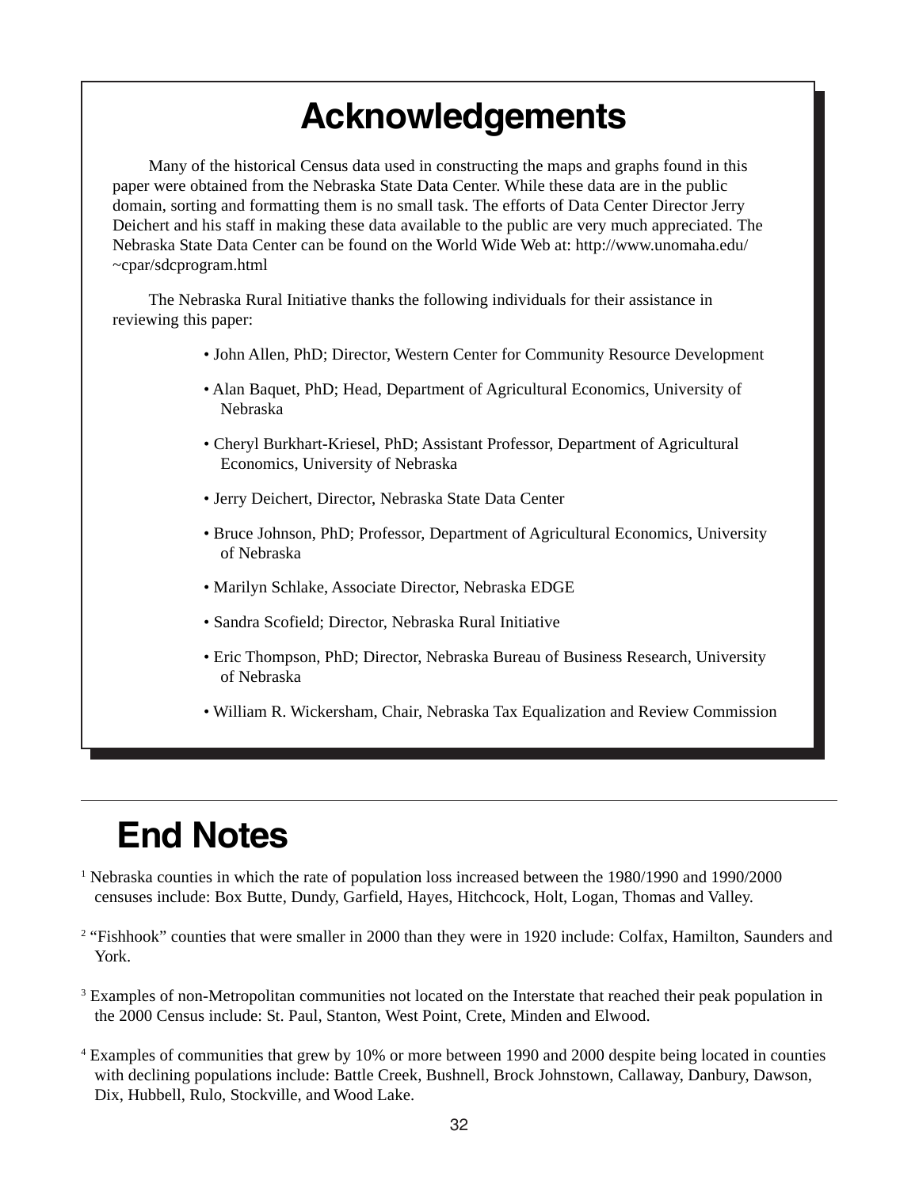# Acknowledgements

Many of the historical Census data used in constructing the maps and graphs found in this paper were obtained from the Nebraska State Data Center. While these data are in the public domain, sorting and formatting them is no small task. The efforts of Data Center Director Jerry Deichert and his staff in making these data available to the public are very much appreciated. The Nebraska State Data Center can be found on the World Wide Web at: http://www.unomaha.edu/~cpar/sdcprogram.html

The Nebraska Rural Initiative thanks the following individuals for their assistance in reviewing this paper:

- John Allen, PhD; Director, Western Center for Community Resource Development
- Alan Baquet, PhD; Head, Department of Agricultural Economics, University of Nebraska
- Cheryl Burkhart-Kriesel, PhD; Assistant Professor, Department of Agricultural Economics, University of Nebraska
- Jerry Deichert, Director, Nebraska State Data Center
- Bruce Johnson, PhD; Professor, Department of Agricultural Economics, University of Nebraska
- Marilyn Schlake, Associate Director, Nebraska EDGE
- Sandra Scofield; Director, Nebraska Rural Initiative
- Eric Thompson, PhD; Director, Nebraska Bureau of Business Research, University of Nebraska
- William R. Wickersham, Chair, Nebraska Tax Equalization and Review Commission

# End Notes

[1] Nebraska counties in which the rate of population loss increased between the 1980/1990 and 1990/2000 censuses include: Box Butte, Dundy, Garfield, Hayes, Hitchcock, Holt, Logan, Thomas and Valley.

[2] "Fishhook" counties that were smaller in 2000 than they were in 1920 include: Colfax, Hamilton, Saunders and York.

[3] Examples of non-Metropolitan communities not located on the Interstate that reached their peak population in the 2000 Census include: St. Paul, Stanton, West Point, Crete, Minden and Elwood.

[4] Examples of communities that grew by 10% or more between 1990 and 2000 despite being located in counties with declining populations include: Battle Creek, Bushnell, Brock Johnstown, Callaway, Danbury, Dawson, Dix, Hubbell, Rulo, Stockville, and Wood Lake.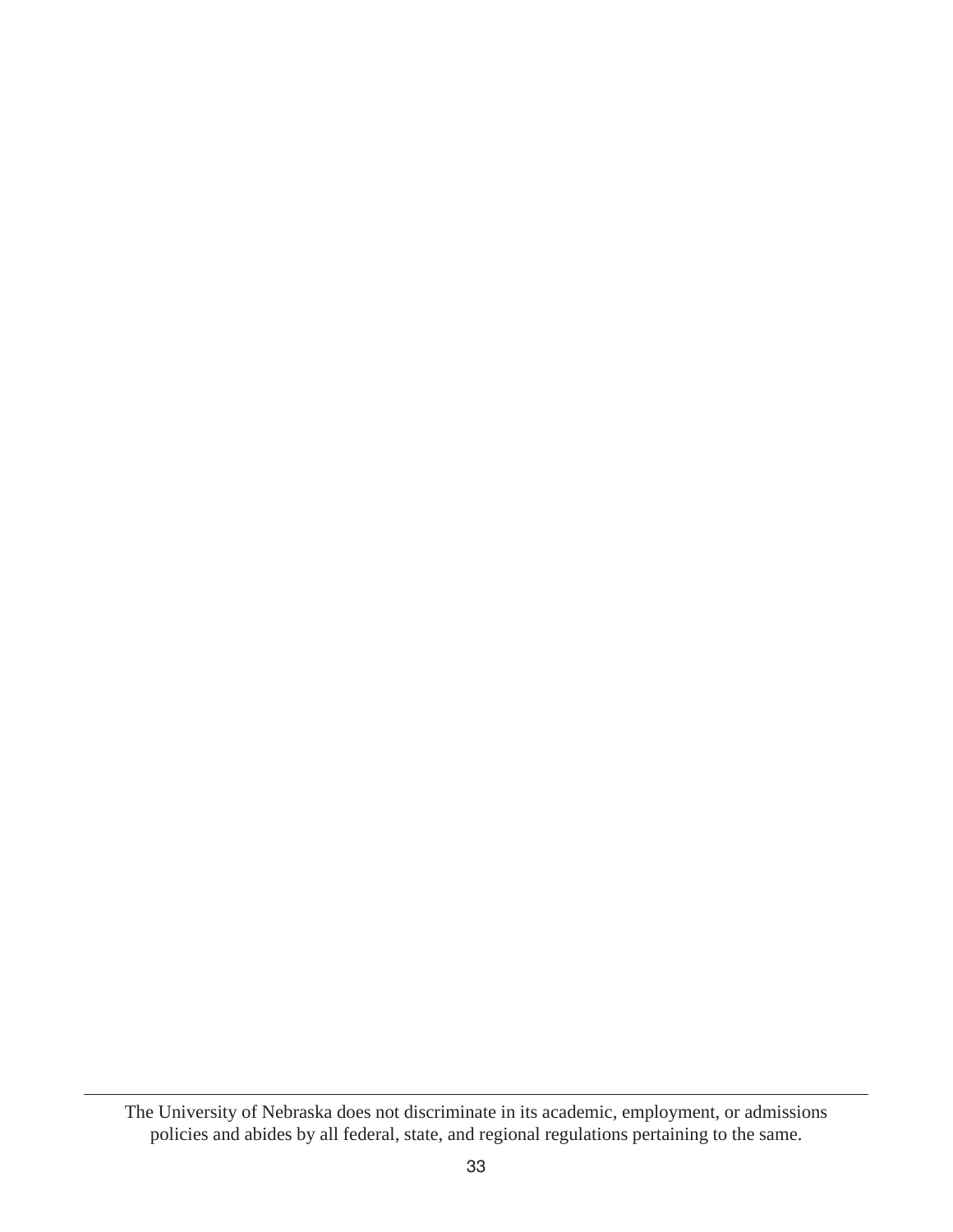The University of Nebraska does not discriminate in its academic, employment, or admissions policies and abides by all federal, state, and regional regulations pertaining to the same.